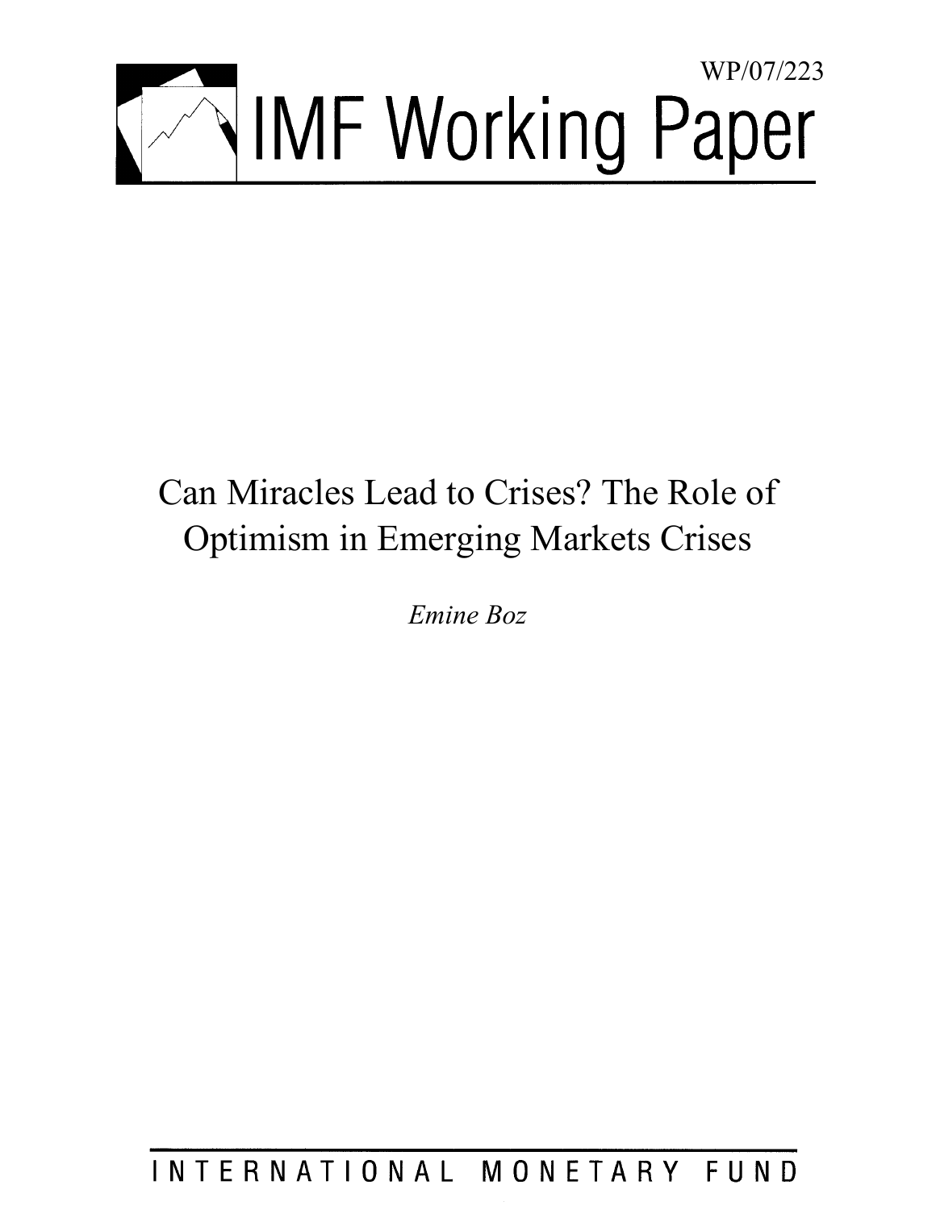WP/07/223

# IMF Working Paper

# Can Miracles Lead to Crises? The Role of Optimism in Emerging Markets Crises

*Emine Boz*

INTERNATIONAL MONETARY FUND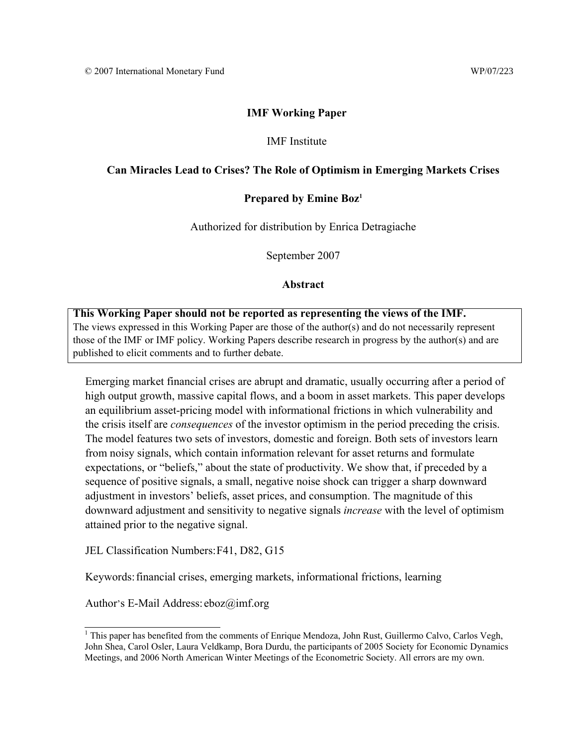© 2007 International Monetary Fund WP/07/223

**IMF Working Paper**

IMF Institute

**Can Miracles Lead to Crises? The Role of Optimism in Emerging Markets Crises**

**Prepared by Emine Boz[1]**

Authorized for distribution by Enrica Detragiache

September 2007

**Abstract**

**This Working Paper should not be reported as representing the views of the IMF.**
The views expressed in this Working Paper are those of the author(s) and do not necessarily represent those of the IMF or IMF policy. Working Papers describe research in progress by the author(s) and are published to elicit comments and to further debate.

Emerging market financial crises are abrupt and dramatic, usually occurring after a period of high output growth, massive capital flows, and a boom in asset markets. This paper develops an equilibrium asset-pricing model with informational frictions in which vulnerability and the crisis itself are *consequences* of the investor optimism in the period preceding the crisis. The model features two sets of investors, domestic and foreign. Both sets of investors learn from noisy signals, which contain information relevant for asset returns and formulate expectations, or "beliefs," about the state of productivity. We show that, if preceded by a sequence of positive signals, a small, negative noise shock can trigger a sharp downward adjustment in investors' beliefs, asset prices, and consumption. The magnitude of this downward adjustment and sensitivity to negative signals *increase* with the level of optimism attained prior to the negative signal.

JEL Classification Numbers: F41, D82, G15

Keywords: financial crises, emerging markets, informational frictions, learning

Author's E-Mail Address: eboz@imf.org

[1] This paper has benefited from the comments of Enrique Mendoza, John Rust, Guillermo Calvo, Carlos Vegh, John Shea, Carol Osler, Laura Veldkamp, Bora Durdu, the participants of 2005 Society for Economic Dynamics Meetings, and 2006 North American Winter Meetings of the Econometric Society. All errors are my own.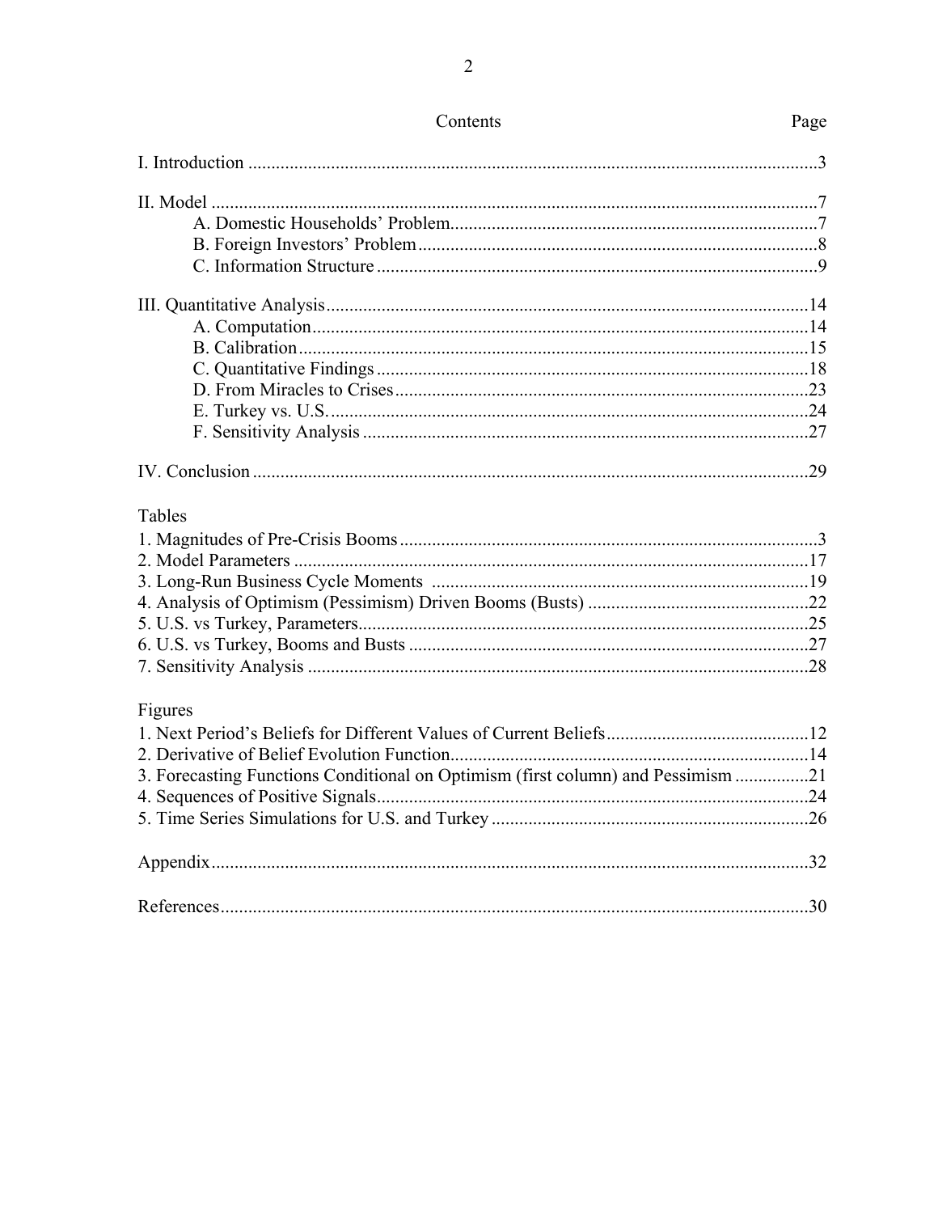## Contents

| | Page |
|---|---|
| I. Introduction | 3 |
| II. Model | 7 |
| A. Domestic Households' Problem | 7 |
| B. Foreign Investors' Problem | 8 |
| C. Information Structure | 9 |
| III. Quantitative Analysis | 14 |
| A. Computation | 14 |
| B. Calibration | 15 |
| C. Quantitative Findings | 18 |
| D. From Miracles to Crises | 23 |
| E. Turkey vs. U.S. | 24 |
| F. Sensitivity Analysis | 27 |
| IV. Conclusion | 29 |

Tables

| | |
|---|---|
| 1. Magnitudes of Pre-Crisis Booms | 3 |
| 2. Model Parameters | 17 |
| 3. Long-Run Business Cycle Moments | 19 |
| 4. Analysis of Optimism (Pessimism) Driven Booms (Busts) | 22 |
| 5. U.S. vs Turkey, Parameters | 25 |
| 6. U.S. vs Turkey, Booms and Busts | 27 |
| 7. Sensitivity Analysis | 28 |

Figures

| | |
|---|---|
| 1. Next Period's Beliefs for Different Values of Current Beliefs | 12 |
| 2. Derivative of Belief Evolution Function | 14 |
| 3. Forecasting Functions Conditional on Optimism (first column) and Pessimism | 21 |
| 4. Sequences of Positive Signals | 24 |
| 5. Time Series Simulations for U.S. and Turkey | 26 |

| | |
|---|---|
| Appendix | 32 |
| References | 30 |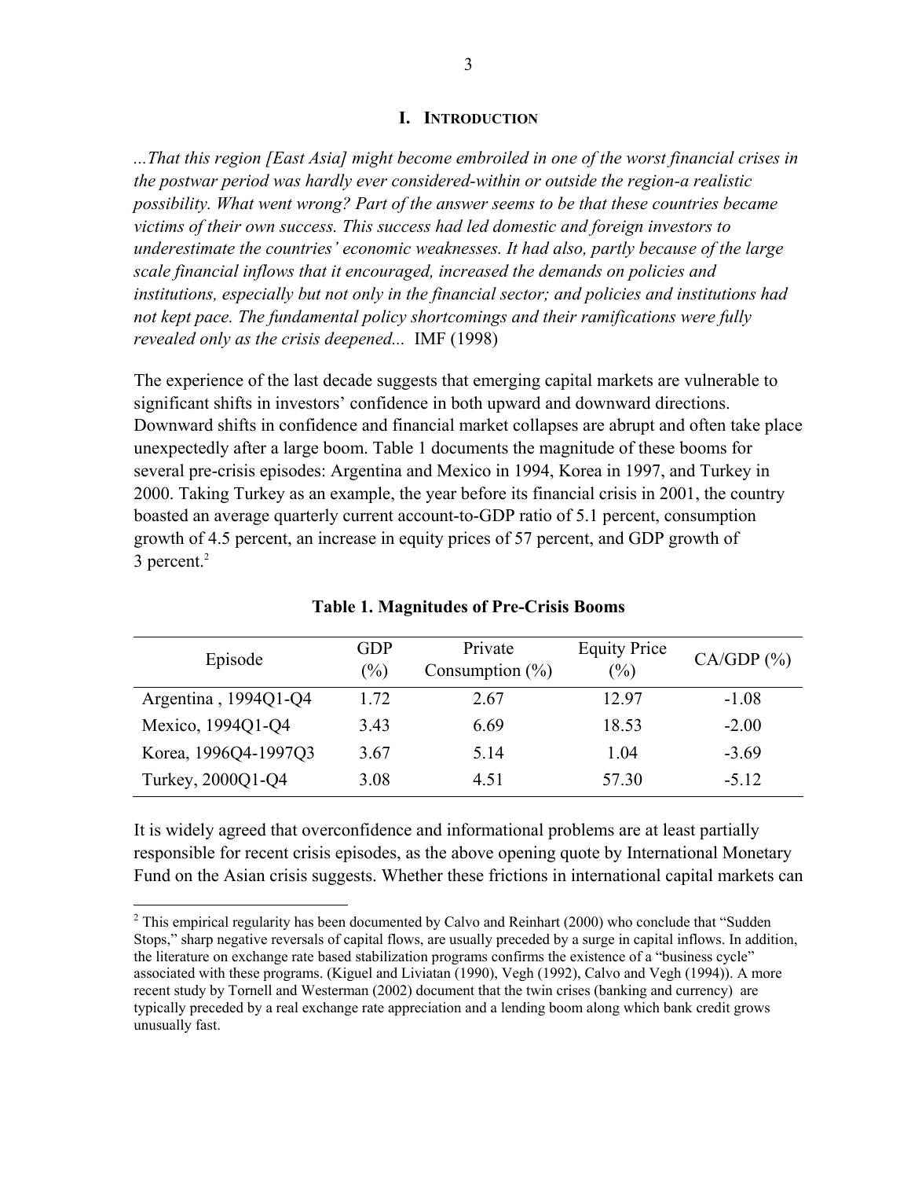# I. Introduction

*...That this region [East Asia] might become embroiled in one of the worst financial crises in the postwar period was hardly ever considered-within or outside the region-a realistic possibility. What went wrong? Part of the answer seems to be that these countries became victims of their own success. This success had led domestic and foreign investors to underestimate the countries' economic weaknesses. It had also, partly because of the large scale financial inflows that it encouraged, increased the demands on policies and institutions, especially but not only in the financial sector; and policies and institutions had not kept pace. The fundamental policy shortcomings and their ramifications were fully revealed only as the crisis deepened...* IMF (1998)

The experience of the last decade suggests that emerging capital markets are vulnerable to significant shifts in investors' confidence in both upward and downward directions. Downward shifts in confidence and financial market collapses are abrupt and often take place unexpectedly after a large boom. Table 1 documents the magnitude of these booms for several pre-crisis episodes: Argentina and Mexico in 1994, Korea in 1997, and Turkey in 2000. Taking Turkey as an example, the year before its financial crisis in 2001, the country boasted an average quarterly current account-to-GDP ratio of 5.1 percent, consumption growth of 4.5 percent, an increase in equity prices of 57 percent, and GDP growth of 3 percent.[2]

**Table 1. Magnitudes of Pre-Crisis Booms**

| Episode | GDP (%) | Private Consumption (%) | Equity Price (%) | CA/GDP (%) |
|---|---|---|---|---|
| Argentina , 1994Q1-Q4 | 1.72 | 2.67 | 12.97 | -1.08 |
| Mexico, 1994Q1-Q4 | 3.43 | 6.69 | 18.53 | -2.00 |
| Korea, 1996Q4-1997Q3 | 3.67 | 5.14 | 1.04 | -3.69 |
| Turkey, 2000Q1-Q4 | 3.08 | 4.51 | 57.30 | -5.12 |

It is widely agreed that overconfidence and informational problems are at least partially responsible for recent crisis episodes, as the above opening quote by International Monetary Fund on the Asian crisis suggests. Whether these frictions in international capital markets can

[2] This empirical regularity has been documented by Calvo and Reinhart (2000) who conclude that "Sudden Stops," sharp negative reversals of capital flows, are usually preceded by a surge in capital inflows. In addition, the literature on exchange rate based stabilization programs confirms the existence of a "business cycle" associated with these programs. (Kiguel and Liviatan (1990), Vegh (1992), Calvo and Vegh (1994)). A more recent study by Tornell and Westerman (2002) document that the twin crises (banking and currency) are typically preceded by a real exchange rate appreciation and a lending boom along which bank credit grows unusually fast.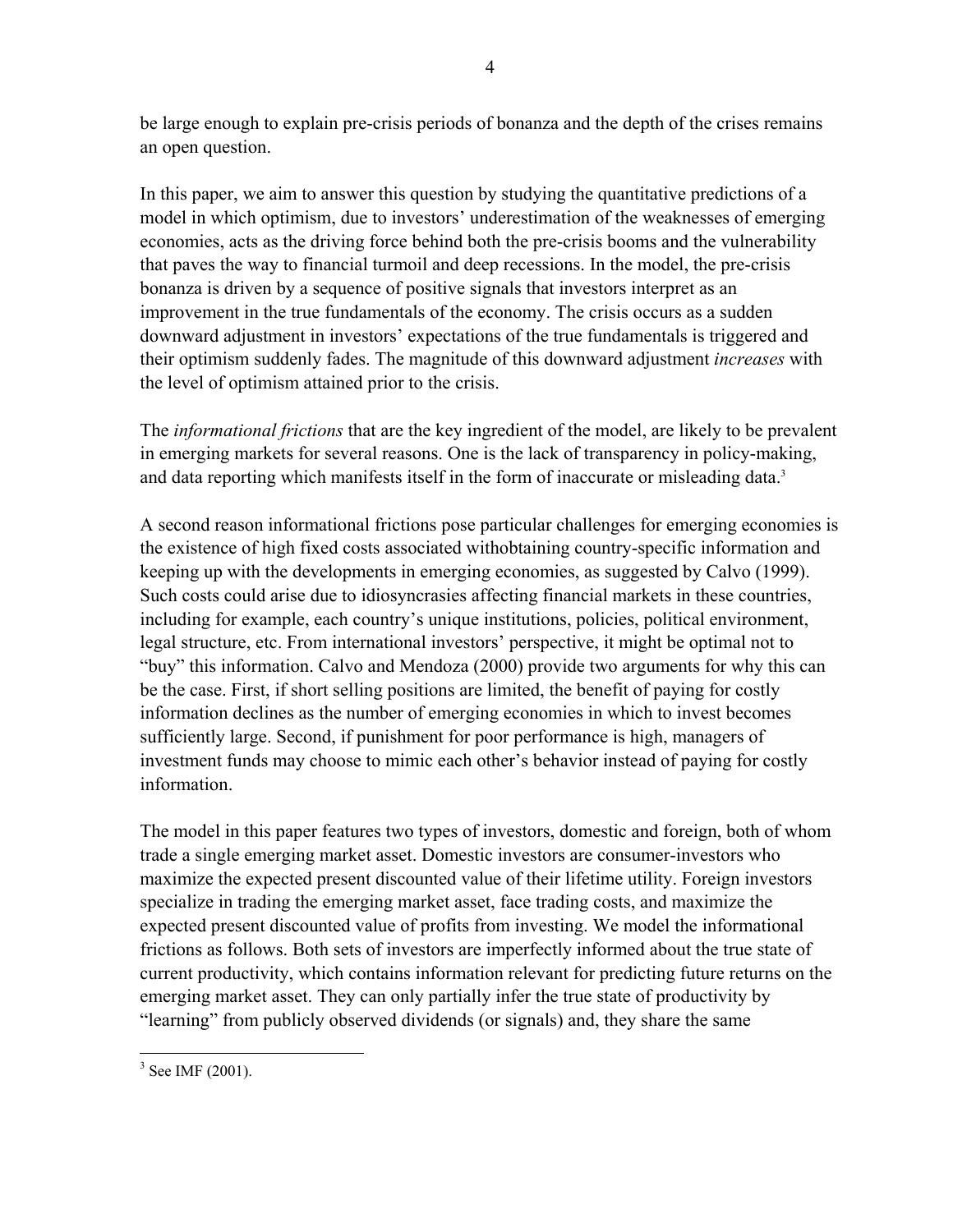be large enough to explain pre-crisis periods of bonanza and the depth of the crises remains an open question.

In this paper, we aim to answer this question by studying the quantitative predictions of a model in which optimism, due to investors' underestimation of the weaknesses of emerging economies, acts as the driving force behind both the pre-crisis booms and the vulnerability that paves the way to financial turmoil and deep recessions. In the model, the pre-crisis bonanza is driven by a sequence of positive signals that investors interpret as an improvement in the true fundamentals of the economy. The crisis occurs as a sudden downward adjustment in investors' expectations of the true fundamentals is triggered and their optimism suddenly fades. The magnitude of this downward adjustment *increases* with the level of optimism attained prior to the crisis.

The *informational frictions* that are the key ingredient of the model, are likely to be prevalent in emerging markets for several reasons. One is the lack of transparency in policy-making, and data reporting which manifests itself in the form of inaccurate or misleading data.[3]

A second reason informational frictions pose particular challenges for emerging economies is the existence of high fixed costs associated withobtaining country-specific information and keeping up with the developments in emerging economies, as suggested by Calvo (1999). Such costs could arise due to idiosyncrasies affecting financial markets in these countries, including for example, each country's unique institutions, policies, political environment, legal structure, etc. From international investors' perspective, it might be optimal not to "buy" this information. Calvo and Mendoza (2000) provide two arguments for why this can be the case. First, if short selling positions are limited, the benefit of paying for costly information declines as the number of emerging economies in which to invest becomes sufficiently large. Second, if punishment for poor performance is high, managers of investment funds may choose to mimic each other's behavior instead of paying for costly information.

The model in this paper features two types of investors, domestic and foreign, both of whom trade a single emerging market asset. Domestic investors are consumer-investors who maximize the expected present discounted value of their lifetime utility. Foreign investors specialize in trading the emerging market asset, face trading costs, and maximize the expected present discounted value of profits from investing. We model the informational frictions as follows. Both sets of investors are imperfectly informed about the true state of current productivity, which contains information relevant for predicting future returns on the emerging market asset. They can only partially infer the true state of productivity by "learning" from publicly observed dividends (or signals) and, they share the same

[3] See IMF (2001).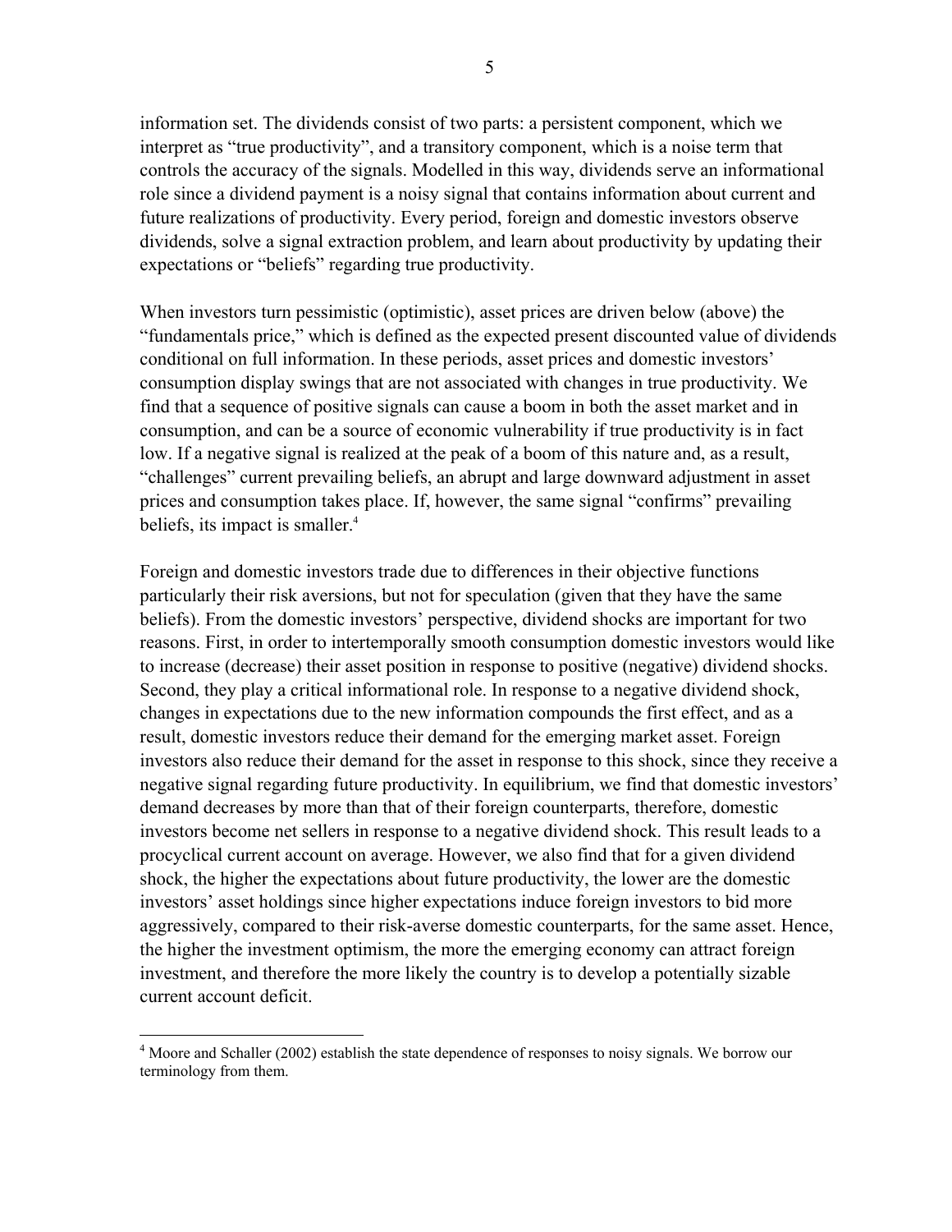information set. The dividends consist of two parts: a persistent component, which we interpret as "true productivity", and a transitory component, which is a noise term that controls the accuracy of the signals. Modelled in this way, dividends serve an informational role since a dividend payment is a noisy signal that contains information about current and future realizations of productivity. Every period, foreign and domestic investors observe dividends, solve a signal extraction problem, and learn about productivity by updating their expectations or "beliefs" regarding true productivity.

When investors turn pessimistic (optimistic), asset prices are driven below (above) the "fundamentals price," which is defined as the expected present discounted value of dividends conditional on full information. In these periods, asset prices and domestic investors' consumption display swings that are not associated with changes in true productivity. We find that a sequence of positive signals can cause a boom in both the asset market and in consumption, and can be a source of economic vulnerability if true productivity is in fact low. If a negative signal is realized at the peak of a boom of this nature and, as a result, "challenges" current prevailing beliefs, an abrupt and large downward adjustment in asset prices and consumption takes place. If, however, the same signal "confirms" prevailing beliefs, its impact is smaller.[4]

Foreign and domestic investors trade due to differences in their objective functions particularly their risk aversions, but not for speculation (given that they have the same beliefs). From the domestic investors' perspective, dividend shocks are important for two reasons. First, in order to intertemporally smooth consumption domestic investors would like to increase (decrease) their asset position in response to positive (negative) dividend shocks. Second, they play a critical informational role. In response to a negative dividend shock, changes in expectations due to the new information compounds the first effect, and as a result, domestic investors reduce their demand for the emerging market asset. Foreign investors also reduce their demand for the asset in response to this shock, since they receive a negative signal regarding future productivity. In equilibrium, we find that domestic investors' demand decreases by more than that of their foreign counterparts, therefore, domestic investors become net sellers in response to a negative dividend shock. This result leads to a procyclical current account on average. However, we also find that for a given dividend shock, the higher the expectations about future productivity, the lower are the domestic investors' asset holdings since higher expectations induce foreign investors to bid more aggressively, compared to their risk-averse domestic counterparts, for the same asset. Hence, the higher the investment optimism, the more the emerging economy can attract foreign investment, and therefore the more likely the country is to develop a potentially sizable current account deficit.

---

[4] Moore and Schaller (2002) establish the state dependence of responses to noisy signals. We borrow our terminology from them.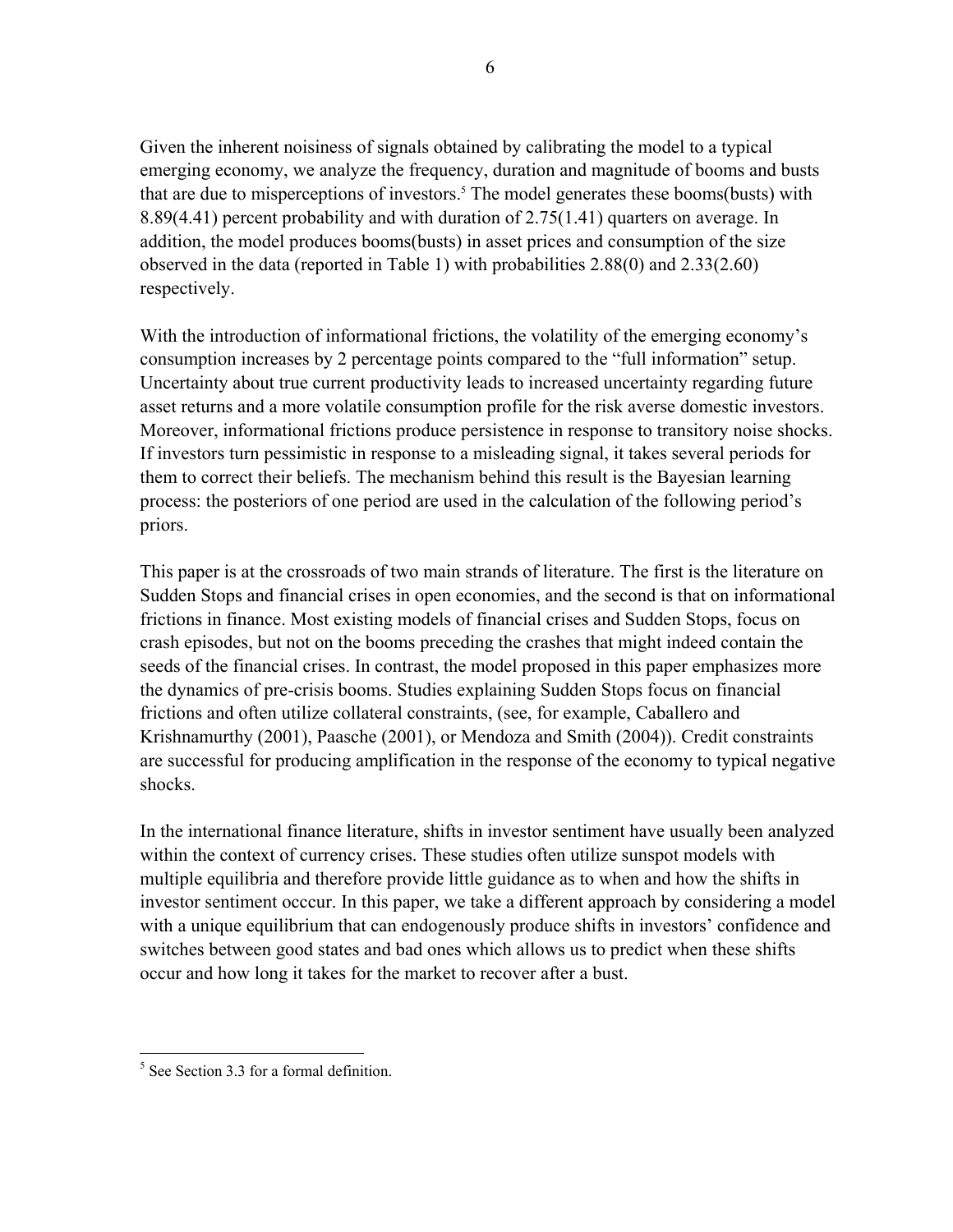Given the inherent noisiness of signals obtained by calibrating the model to a typical emerging economy, we analyze the frequency, duration and magnitude of booms and busts that are due to misperceptions of investors.[5] The model generates these booms(busts) with 8.89(4.41) percent probability and with duration of 2.75(1.41) quarters on average. In addition, the model produces booms(busts) in asset prices and consumption of the size observed in the data (reported in Table 1) with probabilities 2.88(0) and 2.33(2.60) respectively.

With the introduction of informational frictions, the volatility of the emerging economy's consumption increases by 2 percentage points compared to the "full information" setup. Uncertainty about true current productivity leads to increased uncertainty regarding future asset returns and a more volatile consumption profile for the risk averse domestic investors. Moreover, informational frictions produce persistence in response to transitory noise shocks. If investors turn pessimistic in response to a misleading signal, it takes several periods for them to correct their beliefs. The mechanism behind this result is the Bayesian learning process: the posteriors of one period are used in the calculation of the following period's priors.

This paper is at the crossroads of two main strands of literature. The first is the literature on Sudden Stops and financial crises in open economies, and the second is that on informational frictions in finance. Most existing models of financial crises and Sudden Stops, focus on crash episodes, but not on the booms preceding the crashes that might indeed contain the seeds of the financial crises. In contrast, the model proposed in this paper emphasizes more the dynamics of pre-crisis booms. Studies explaining Sudden Stops focus on financial frictions and often utilize collateral constraints, (see, for example, Caballero and Krishnamurthy (2001), Paasche (2001), or Mendoza and Smith (2004)). Credit constraints are successful for producing amplification in the response of the economy to typical negative shocks.

In the international finance literature, shifts in investor sentiment have usually been analyzed within the context of currency crises. These studies often utilize sunspot models with multiple equilibria and therefore provide little guidance as to when and how the shifts in investor sentiment occcur. In this paper, we take a different approach by considering a model with a unique equilibrium that can endogenously produce shifts in investors' confidence and switches between good states and bad ones which allows us to predict when these shifts occur and how long it takes for the market to recover after a bust.

[5] See Section 3.3 for a formal definition.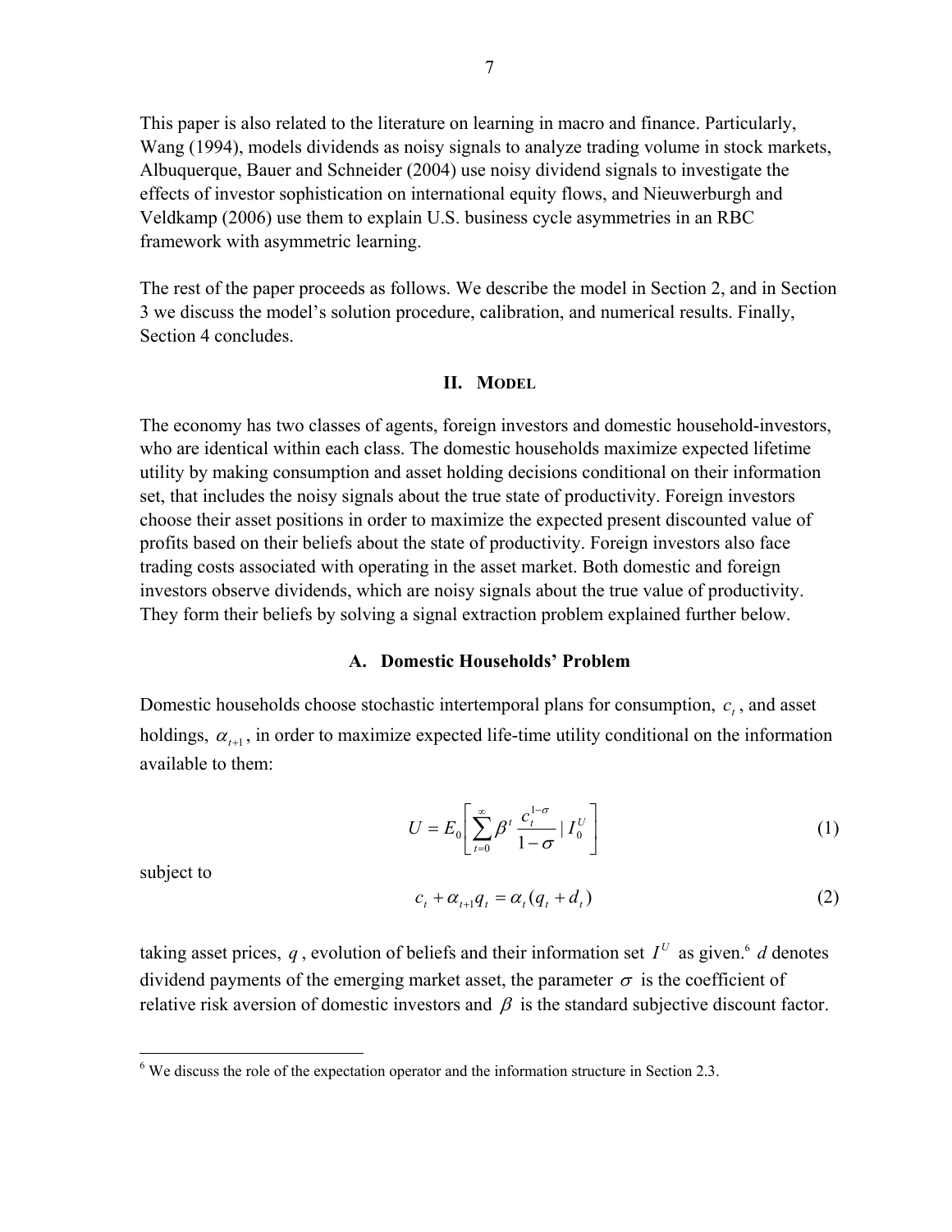This paper is also related to the literature on learning in macro and finance. Particularly, Wang (1994), models dividends as noisy signals to analyze trading volume in stock markets, Albuquerque, Bauer and Schneider (2004) use noisy dividend signals to investigate the effects of investor sophistication on international equity flows, and Nieuwerburgh and Veldkamp (2006) use them to explain U.S. business cycle asymmetries in an RBC framework with asymmetric learning.

The rest of the paper proceeds as follows. We describe the model in Section 2, and in Section 3 we discuss the model's solution procedure, calibration, and numerical results. Finally, Section 4 concludes.

## II. Model

The economy has two classes of agents, foreign investors and domestic household-investors, who are identical within each class. The domestic households maximize expected lifetime utility by making consumption and asset holding decisions conditional on their information set, that includes the noisy signals about the true state of productivity. Foreign investors choose their asset positions in order to maximize the expected present discounted value of profits based on their beliefs about the state of productivity. Foreign investors also face trading costs associated with operating in the asset market. Both domestic and foreign investors observe dividends, which are noisy signals about the true value of productivity. They form their beliefs by solving a signal extraction problem explained further below.

### A. Domestic Households' Problem

Domestic households choose stochastic intertemporal plans for consumption, $c_t$, and asset holdings, $\alpha_{t+1}$, in order to maximize expected life-time utility conditional on the information available to them:

$$U = E_0\left[\sum_{t=0}^{\infty} \beta^t \frac{c_t^{1-\sigma}}{1-\sigma} \mid I_0^U\right] \tag{1}$$

subject to

$$c_t + \alpha_{t+1} q_t = \alpha_t (q_t + d_t) \tag{2}$$

taking asset prices, $q$, evolution of beliefs and their information set $I^U$ as given.[6] $d$ denotes dividend payments of the emerging market asset, the parameter $\sigma$ is the coefficient of relative risk aversion of domestic investors and $\beta$ is the standard subjective discount factor.

[6] We discuss the role of the expectation operator and the information structure in Section 2.3.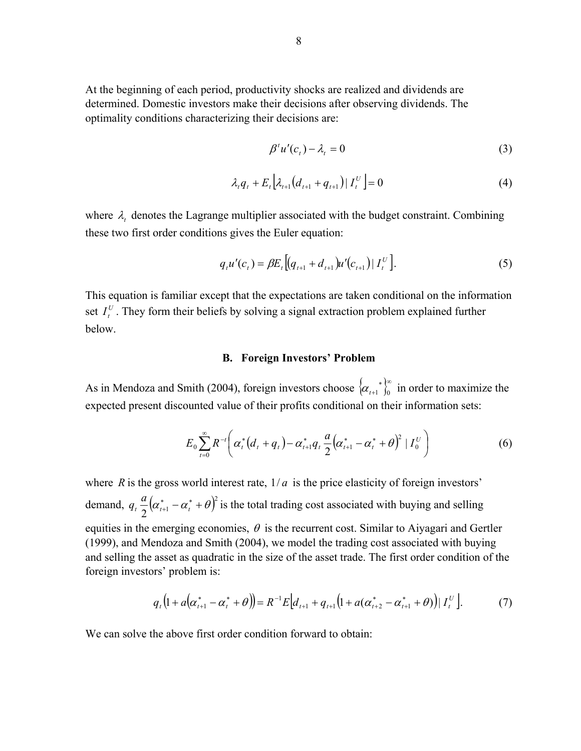At the beginning of each period, productivity shocks are realized and dividends are determined. Domestic investors make their decisions after observing dividends. The optimality conditions characterizing their decisions are:

$$\beta^t u'(c_t) - \lambda_t = 0 \tag{3}$$

$$\lambda_t q_t + E_t\left[\lambda_{t+1}\left(d_{t+1} + q_{t+1}\right) | I_t^U\right] = 0 \tag{4}$$

where $\lambda_t$ denotes the Lagrange multiplier associated with the budget constraint. Combining these two first order conditions gives the Euler equation:

$$q_t u'(c_t) = \beta E_t\left[\left(q_{t+1} + d_{t+1}\right)u'\left(c_{t+1}\right) | I_t^U\right]. \tag{5}$$

This equation is familiar except that the expectations are taken conditional on the information set $I_t^U$. They form their beliefs by solving a signal extraction problem explained further below.

### B. Foreign Investors' Problem

As in Mendoza and Smith (2004), foreign investors choose $\left\{\alpha_{t+1}^{\ *}\right\}_0^\infty$ in order to maximize the expected present discounted value of their profits conditional on their information sets:

$$E_0 \sum_{t=0}^{\infty} R^{-t}\left( \alpha_t^*\left(d_t + q_t\right) - \alpha_{t+1}^* q_t \frac{a}{2}\left(\alpha_{t+1}^* - \alpha_t^* + \theta\right)^2 | I_0^U \right) \tag{6}$$

where $R$ is the gross world interest rate, $1/a$ is the price elasticity of foreign investors' demand, $q_t \frac{a}{2}\left(\alpha_{t+1}^* - \alpha_t^* + \theta\right)^2$ is the total trading cost associated with buying and selling equities in the emerging economies, $\theta$ is the recurrent cost. Similar to Aiyagari and Gertler (1999), and Mendoza and Smith (2004), we model the trading cost associated with buying and selling the asset as quadratic in the size of the asset trade. The first order condition of the foreign investors' problem is:

$$q_t\left(1 + a\left(\alpha_{t+1}^* - \alpha_t^* + \theta\right)\right) = R^{-1} E\left[d_{t+1} + q_{t+1}\left(1 + a(\alpha_{t+2}^* - \alpha_{t+1}^* + \theta)\right) | I_t^U\right]. \tag{7}$$

We can solve the above first order condition forward to obtain: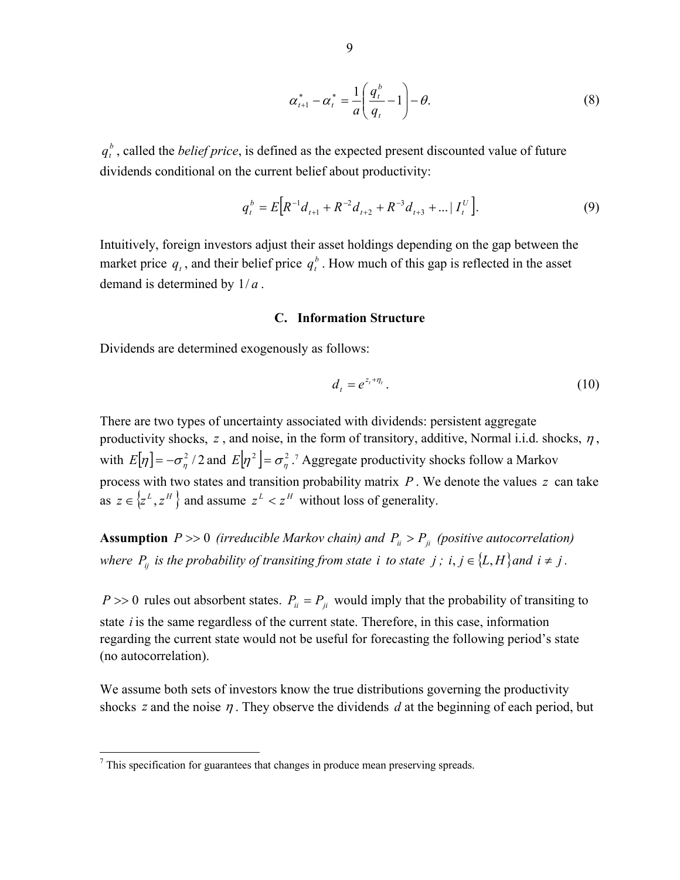$$\alpha_{t+1}^{*} - \alpha_{t}^{*} = \frac{1}{a}\left(\frac{q_t^b}{q_t} - 1\right) - \theta. \tag{8}$$

$q_t^b$, called the *belief price*, is defined as the expected present discounted value of future dividends conditional on the current belief about productivity:

$$q_t^b = E\left[R^{-1}d_{t+1} + R^{-2}d_{t+2} + R^{-3}d_{t+3} + \ldots \mid I_t^U\right]. \tag{9}$$

Intuitively, foreign investors adjust their asset holdings depending on the gap between the market price $q_t$, and their belief price $q_t^b$. How much of this gap is reflected in the asset demand is determined by $1/a$.

### C. Information Structure

Dividends are determined exogenously as follows:

$$d_t = e^{z_t + \eta_t}. \tag{10}$$

There are two types of uncertainty associated with dividends: persistent aggregate productivity shocks, $z$, and noise, in the form of transitory, additive, Normal i.i.d. shocks, $\eta$, with $E[\eta] = -\sigma_\eta^2/2$ and $E[\eta^2] = \sigma_\eta^2$.[7] Aggregate productivity shocks follow a Markov process with two states and transition probability matrix $P$. We denote the values $z$ can take as $z \in \{z^L, z^H\}$ and assume $z^L < z^H$ without loss of generality.

**Assumption** $P >> 0$ *(irreducible Markov chain) and* $P_{ii} > P_{ji}$ *(positive autocorrelation) where* $P_{ij}$ *is the probability of transiting from state* $i$ *to state* $j$*;* $i, j \in \{L, H\}$ *and* $i \neq j$.

$P >> 0$ rules out absorbent states. $P_{ii} = P_{ji}$ would imply that the probability of transiting to state $i$ is the same regardless of the current state. Therefore, in this case, information regarding the current state would not be useful for forecasting the following period's state (no autocorrelation).

We assume both sets of investors know the true distributions governing the productivity shocks $z$ and the noise $\eta$. They observe the dividends $d$ at the beginning of each period, but

[7] This specification for guarantees that changes in produce mean preserving spreads.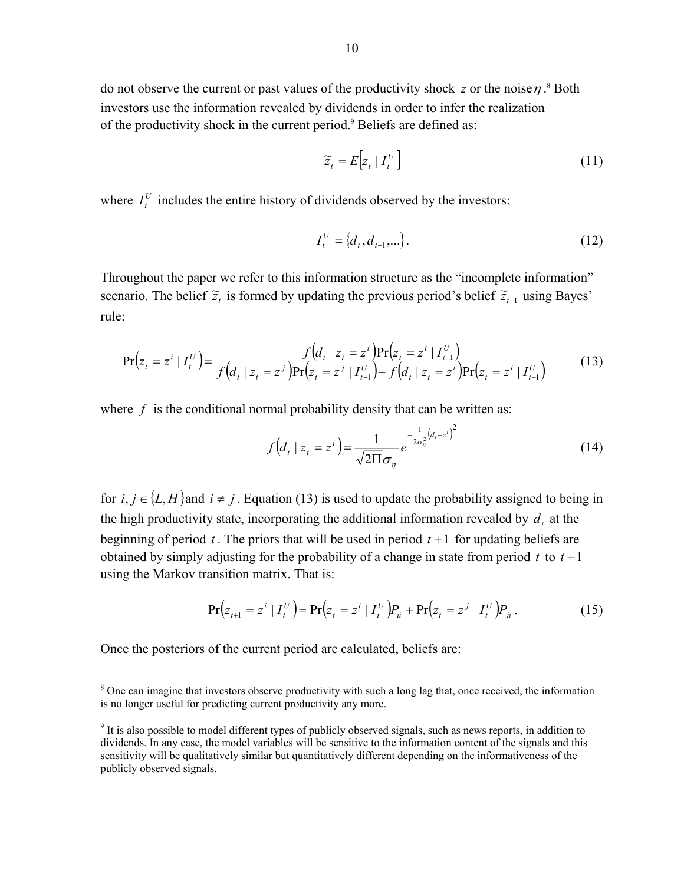do not observe the current or past values of the productivity shock $z$ or the noise $\eta$.[8] Both investors use the information revealed by dividends in order to infer the realization of the productivity shock in the current period.[9] Beliefs are defined as:

$$\tilde{z}_t = E\left[z_t \mid I_t^U\right] \tag{11}$$

where $I_t^U$ includes the entire history of dividends observed by the investors:

$$I_t^U = \{d_t, d_{t-1}, \ldots\}. \tag{12}$$

Throughout the paper we refer to this information structure as the "incomplete information" scenario. The belief $\tilde{z}_t$ is formed by updating the previous period's belief $\tilde{z}_{t-1}$ using Bayes' rule:

$$\Pr\left(z_t = z^i \mid I_t^U\right) = \frac{f\left(d_t \mid z_t = z^i\right)\Pr\left(z_t = z^i \mid I_{t-1}^U\right)}{f\left(d_t \mid z_t = z^j\right)\Pr\left(z_t = z^j \mid I_{t-1}^U\right) + f\left(d_t \mid z_t = z^i\right)\Pr\left(z_t = z^i \mid I_{t-1}^U\right)} \tag{13}$$

where $f$ is the conditional normal probability density that can be written as:

$$f\left(d_t \mid z_t = z^i\right) = \frac{1}{\sqrt{2\Pi}\sigma_\eta} e^{-\frac{1}{2\sigma_\eta^2}\left(d_t - z^i\right)^2} \tag{14}$$

for $i, j \in \{L, H\}$ and $i \neq j$. Equation (13) is used to update the probability assigned to being in the high productivity state, incorporating the additional information revealed by $d_t$ at the beginning of period $t$. The priors that will be used in period $t+1$ for updating beliefs are obtained by simply adjusting for the probability of a change in state from period $t$ to $t+1$ using the Markov transition matrix. That is:

$$\Pr\left(z_{t+1} = z^i \mid I_t^U\right) = \Pr\left(z_t = z^i \mid I_t^U\right)P_{ii} + \Pr\left(z_t = z^j \mid I_t^U\right)P_{ji}. \tag{15}$$

Once the posteriors of the current period are calculated, beliefs are:

---

[8] One can imagine that investors observe productivity with such a long lag that, once received, the information is no longer useful for predicting current productivity any more.

[9] It is also possible to model different types of publicly observed signals, such as news reports, in addition to dividends. In any case, the model variables will be sensitive to the information content of the signals and this sensitivity will be qualitatively similar but quantitatively different depending on the informativeness of the publicly observed signals.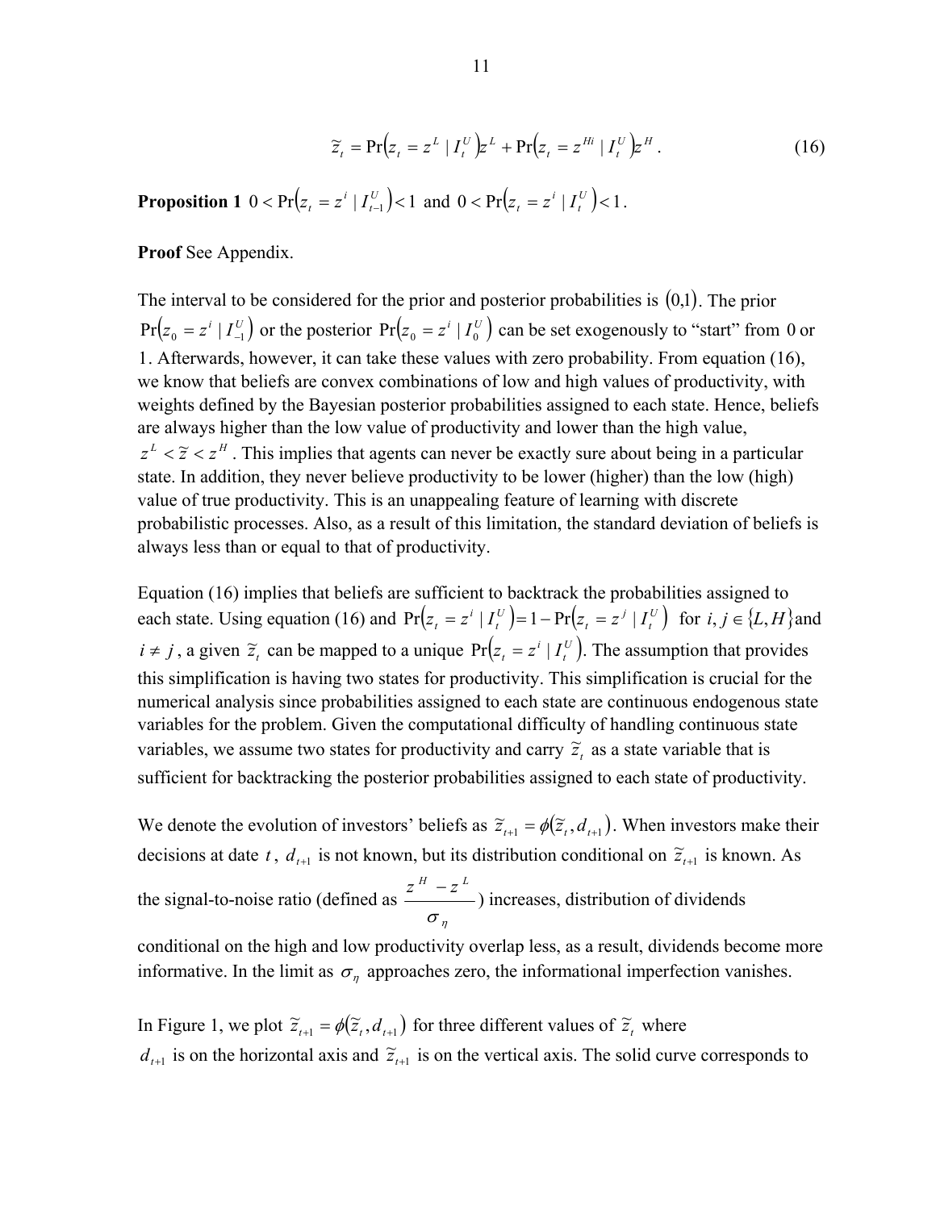$$\tilde{z}_t = \Pr\left(z_t = z^L \mid I_t^U\right) z^L + \Pr\left(z_t = z^{Hi} \mid I_t^U\right) z^H . \tag{16}$$

**Proposition 1** $0 < \Pr\left(z_t = z^i \mid I_{t-1}^U\right) < 1$ and $0 < \Pr\left(z_t = z^i \mid I_t^U\right) < 1$.

**Proof** See Appendix.

The interval to be considered for the prior and posterior probabilities is $(0,1)$. The prior $\Pr\left(z_0 = z^i \mid I_{-1}^U\right)$ or the posterior $\Pr\left(z_0 = z^i \mid I_0^U\right)$ can be set exogenously to "start" from 0 or 1. Afterwards, however, it can take these values with zero probability. From equation (16), we know that beliefs are convex combinations of low and high values of productivity, with weights defined by the Bayesian posterior probabilities assigned to each state. Hence, beliefs are always higher than the low value of productivity and lower than the high value, $z^L < \tilde{z} < z^H$. This implies that agents can never be exactly sure about being in a particular state. In addition, they never believe productivity to be lower (higher) than the low (high) value of true productivity. This is an unappealing feature of learning with discrete probabilistic processes. Also, as a result of this limitation, the standard deviation of beliefs is always less than or equal to that of productivity.

Equation (16) implies that beliefs are sufficient to backtrack the probabilities assigned to each state. Using equation (16) and $\Pr\left(z_t = z^i \mid I_t^U\right) = 1 - \Pr\left(z_t = z^j \mid I_t^U\right)$ for $i, j \in \{L, H\}$ and $i \neq j$, a given $\tilde{z}_t$ can be mapped to a unique $\Pr\left(z_t = z^i \mid I_t^U\right)$. The assumption that provides this simplification is having two states for productivity. This simplification is crucial for the numerical analysis since probabilities assigned to each state are continuous endogenous state variables for the problem. Given the computational difficulty of handling continuous state variables, we assume two states for productivity and carry $\tilde{z}_t$ as a state variable that is sufficient for backtracking the posterior probabilities assigned to each state of productivity.

We denote the evolution of investors' beliefs as $\tilde{z}_{t+1} = \phi\left(\tilde{z}_t, d_{t+1}\right)$. When investors make their decisions at date $t$, $d_{t+1}$ is not known, but its distribution conditional on $\tilde{z}_{t+1}$ is known. As the signal-to-noise ratio (defined as $\dfrac{z^H - z^L}{\sigma_\eta}$) increases, distribution of dividends conditional on the high and low productivity overlap less, as a result, dividends become more informative. In the limit as $\sigma_\eta$ approaches zero, the informational imperfection vanishes.

In Figure 1, we plot $\tilde{z}_{t+1} = \phi\left(\tilde{z}_t, d_{t+1}\right)$ for three different values of $\tilde{z}_t$ where $d_{t+1}$ is on the horizontal axis and $\tilde{z}_{t+1}$ is on the vertical axis. The solid curve corresponds to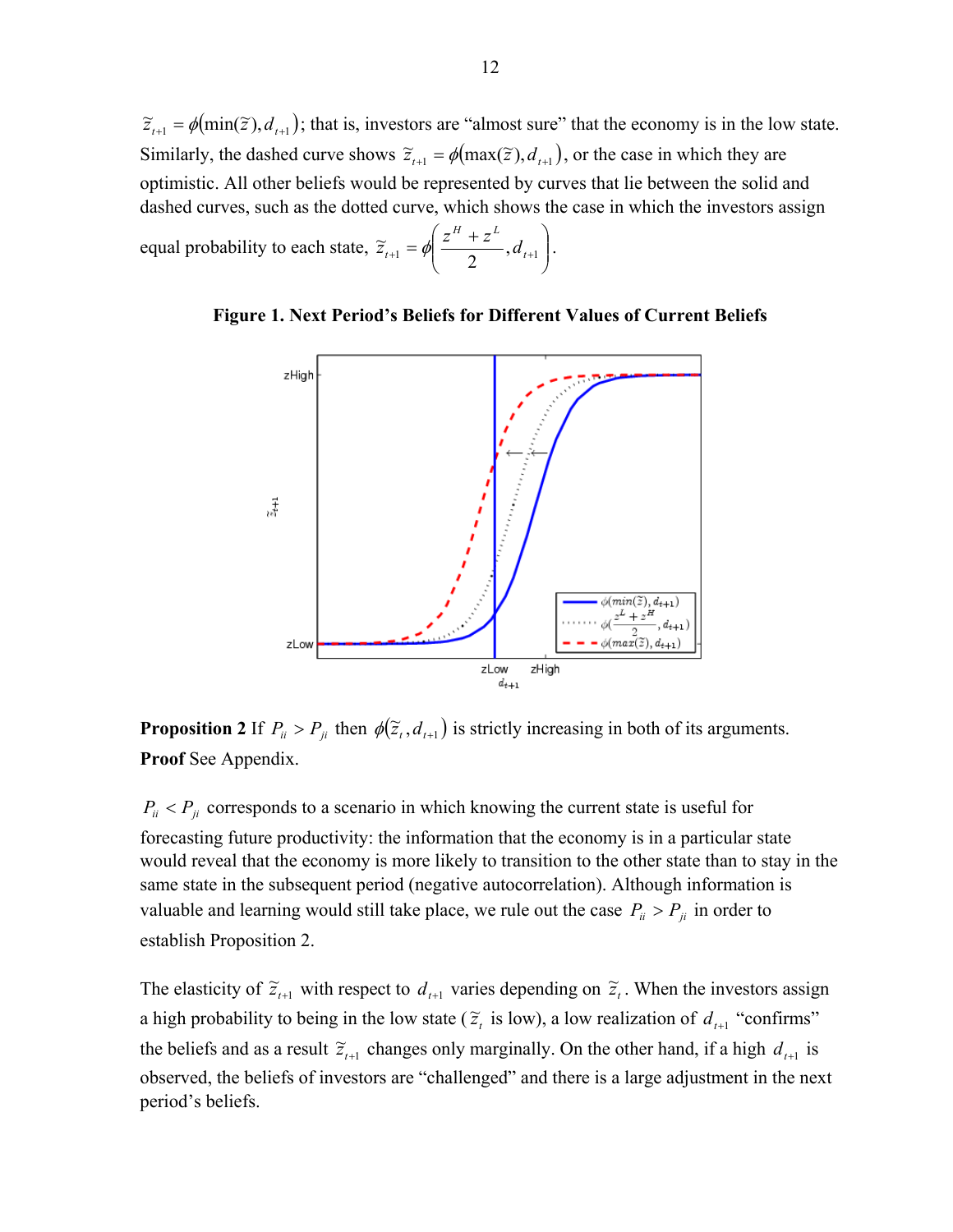$\tilde{z}_{t+1} = \phi(\min(\tilde{z}), d_{t+1})$; that is, investors are "almost sure" that the economy is in the low state. Similarly, the dashed curve shows $\tilde{z}_{t+1} = \phi(\max(\tilde{z}), d_{t+1})$, or the case in which they are optimistic. All other beliefs would be represented by curves that lie between the solid and dashed curves, such as the dotted curve, which shows the case in which the investors assign equal probability to each state, $\tilde{z}_{t+1} = \phi\left(\frac{z^H + z^L}{2}, d_{t+1}\right)$.

**Figure 1. Next Period's Beliefs for Different Values of Current Beliefs**

**Proposition 2** If $P_{ii} > P_{ji}$ then $\phi(\tilde{z}_t, d_{t+1})$ is strictly increasing in both of its arguments.
**Proof** See Appendix.

$P_{ii} < P_{ji}$ corresponds to a scenario in which knowing the current state is useful for forecasting future productivity: the information that the economy is in a particular state would reveal that the economy is more likely to transition to the other state than to stay in the same state in the subsequent period (negative autocorrelation). Although information is valuable and learning would still take place, we rule out the case $P_{ii} > P_{ji}$ in order to establish Proposition 2.

The elasticity of $\tilde{z}_{t+1}$ with respect to $d_{t+1}$ varies depending on $\tilde{z}_t$. When the investors assign a high probability to being in the low state ($\tilde{z}_t$ is low), a low realization of $d_{t+1}$ "confirms" the beliefs and as a result $\tilde{z}_{t+1}$ changes only marginally. On the other hand, if a high $d_{t+1}$ is observed, the beliefs of investors are "challenged" and there is a large adjustment in the next period's beliefs.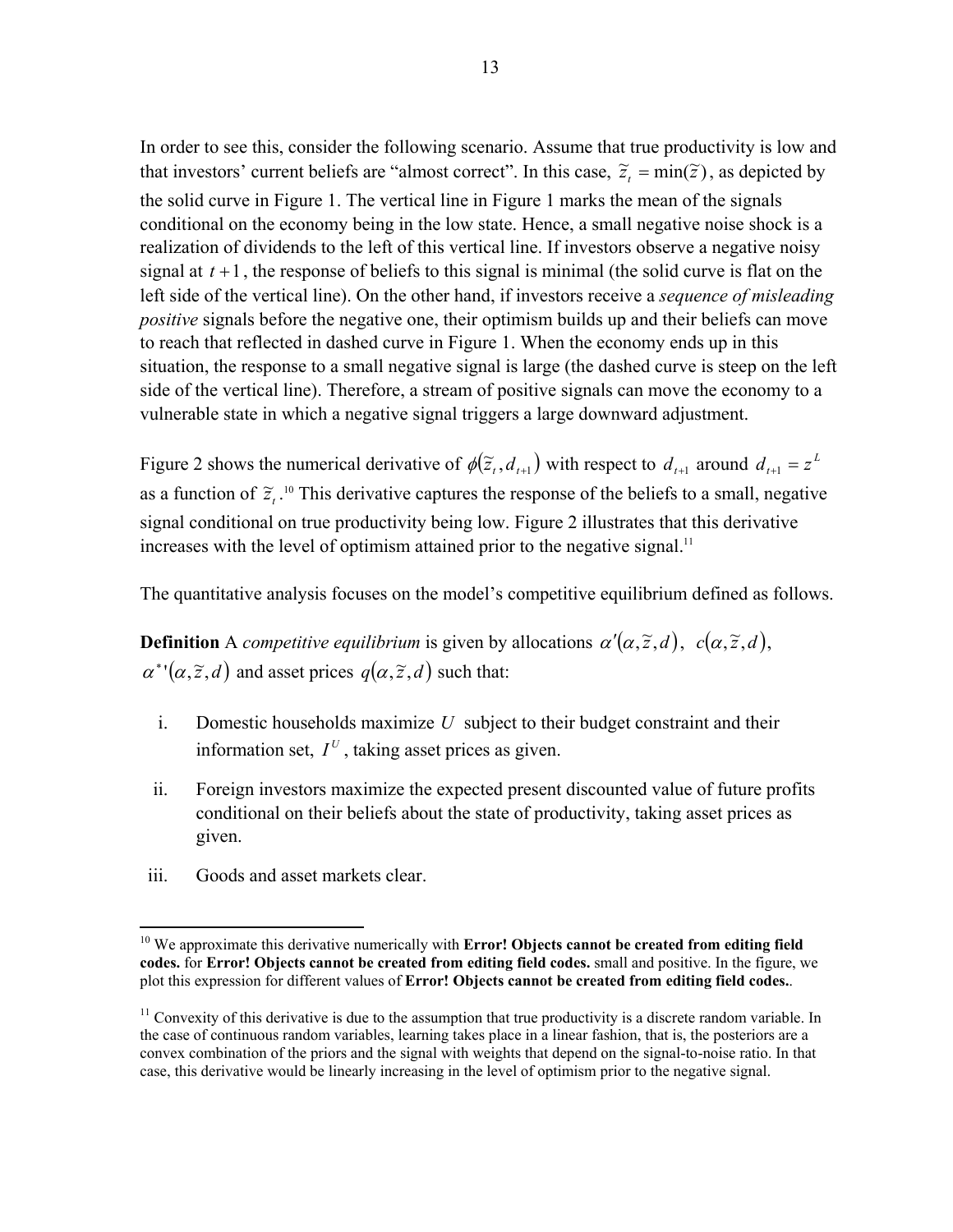In order to see this, consider the following scenario. Assume that true productivity is low and that investors' current beliefs are "almost correct". In this case, $\tilde{z}_t = \min(\tilde{z})$, as depicted by the solid curve in Figure 1. The vertical line in Figure 1 marks the mean of the signals conditional on the economy being in the low state. Hence, a small negative noise shock is a realization of dividends to the left of this vertical line. If investors observe a negative noisy signal at $t+1$, the response of beliefs to this signal is minimal (the solid curve is flat on the left side of the vertical line). On the other hand, if investors receive a *sequence of misleading positive* signals before the negative one, their optimism builds up and their beliefs can move to reach that reflected in dashed curve in Figure 1. When the economy ends up in this situation, the response to a small negative signal is large (the dashed curve is steep on the left side of the vertical line). Therefore, a stream of positive signals can move the economy to a vulnerable state in which a negative signal triggers a large downward adjustment.

Figure 2 shows the numerical derivative of $\phi(\tilde{z}_t, d_{t+1})$ with respect to $d_{t+1}$ around $d_{t+1} = z^L$ as a function of $\tilde{z}_t$.[10] This derivative captures the response of the beliefs to a small, negative signal conditional on true productivity being low. Figure 2 illustrates that this derivative increases with the level of optimism attained prior to the negative signal.[11]

The quantitative analysis focuses on the model's competitive equilibrium defined as follows.

**Definition** A *competitive equilibrium* is given by allocations $\alpha'(\alpha, \tilde{z}, d)$, $c(\alpha, \tilde{z}, d)$, $\alpha^{*\prime}(\alpha, \tilde{z}, d)$ and asset prices $q(\alpha, \tilde{z}, d)$ such that:

i. Domestic households maximize $U$ subject to their budget constraint and their information set, $I^U$, taking asset prices as given.

ii. Foreign investors maximize the expected present discounted value of future profits conditional on their beliefs about the state of productivity, taking asset prices as given.

iii. Goods and asset markets clear.

---

[10] We approximate this derivative numerically with **Error! Objects cannot be created from editing field codes.** for **Error! Objects cannot be created from editing field codes.** small and positive. In the figure, we plot this expression for different values of **Error! Objects cannot be created from editing field codes.**.

[11] Convexity of this derivative is due to the assumption that true productivity is a discrete random variable. In the case of continuous random variables, learning takes place in a linear fashion, that is, the posteriors are a convex combination of the priors and the signal with weights that depend on the signal-to-noise ratio. In that case, this derivative would be linearly increasing in the level of optimism prior to the negative signal.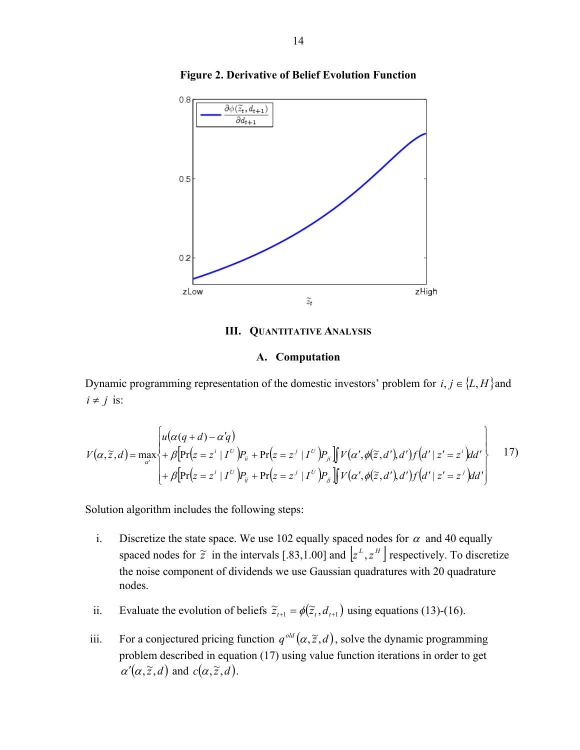**Figure 2. Derivative of Belief Evolution Function**

## III. Quantitative Analysis

### A. Computation

Dynamic programming representation of the domestic investors' problem for $i, j \in \{L, H\}$ and $i \neq j$ is:

$$
V(\alpha, \tilde{z}, d) = \max_{\alpha'} \left\{ \begin{array}{l} u(\alpha(q+d) - \alpha' q) \\ + \beta \left[ \Pr(z = z^i \mid I^U) P_{ii} + \Pr(z = z^j \mid I^U) P_{ji} \right] \int V(\alpha', \phi(\tilde{z}, d'), d') f(d' \mid z' = z^i) dd' \\ + \beta \left[ \Pr(z = z^i \mid I^U) P_{ij} + \Pr(z = z^j \mid I^U) P_{jj} \right] \int V(\alpha', \phi(\tilde{z}, d'), d') f(d' \mid z' = z^j) dd' \end{array} \right\} \quad 17)
$$

Solution algorithm includes the following steps:

i. Discretize the state space. We use 102 equally spaced nodes for $\alpha$ and 40 equally spaced nodes for $\tilde{z}$ in the intervals [.83,1.00] and $\left[z^L, z^H\right]$ respectively. To discretize the noise component of dividends we use Gaussian quadratures with 20 quadrature nodes.

ii. Evaluate the evolution of beliefs $\tilde{z}_{t+1} = \phi(\tilde{z}_t, d_{t+1})$ using equations (13)-(16).

iii. For a conjectured pricing function $q^{old}(\alpha, \tilde{z}, d)$, solve the dynamic programming problem described in equation (17) using value function iterations in order to get $\alpha'(\alpha, \tilde{z}, d)$ and $c(\alpha, \tilde{z}, d)$.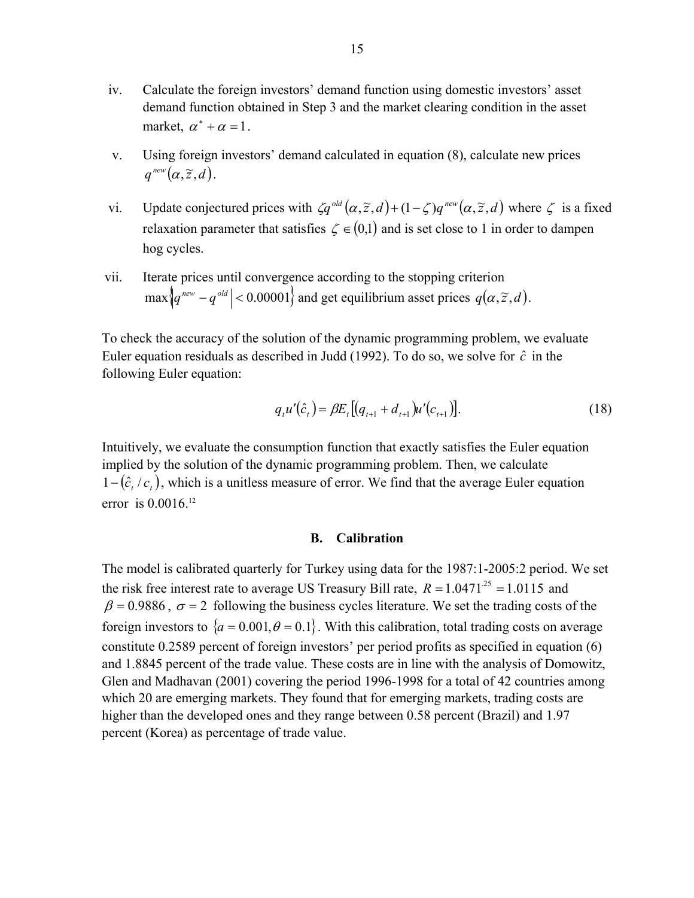iv. Calculate the foreign investors' demand function using domestic investors' asset demand function obtained in Step 3 and the market clearing condition in the asset market, $\alpha^* + \alpha = 1$.

v. Using foreign investors' demand calculated in equation (8), calculate new prices $q^{new}(\alpha, \tilde{z}, d)$.

vi. Update conjectured prices with $\zeta q^{old}(\alpha, \tilde{z}, d) + (1-\zeta) q^{new}(\alpha, \tilde{z}, d)$ where $\zeta$ is a fixed relaxation parameter that satisfies $\zeta \in (0,1)$ and is set close to 1 in order to dampen hog cycles.

vii. Iterate prices until convergence according to the stopping criterion $\max\left\{\left|q^{new} - q^{old}\right| < 0.00001\right\}$ and get equilibrium asset prices $q(\alpha, \tilde{z}, d)$.

To check the accuracy of the solution of the dynamic programming problem, we evaluate Euler equation residuals as described in Judd (1992). To do so, we solve for $\hat{c}$ in the following Euler equation:

$$q_t u'(\hat{c}_t) = \beta E_t\left[(q_{t+1} + d_{t+1}) u'(c_{t+1})\right]. \tag{18}$$

Intuitively, we evaluate the consumption function that exactly satisfies the Euler equation implied by the solution of the dynamic programming problem. Then, we calculate $1 - (\hat{c}_t / c_t)$, which is a unitless measure of error. We find that the average Euler equation error is 0.0016.[12]

### B. Calibration

The model is calibrated quarterly for Turkey using data for the 1987:1-2005:2 period. We set the risk free interest rate to average US Treasury Bill rate, $R = 1.0471^{.25} = 1.0115$ and $\beta = 0.9886$, $\sigma = 2$ following the business cycles literature. We set the trading costs of the foreign investors to $\{a = 0.001, \theta = 0.1\}$. With this calibration, total trading costs on average constitute 0.2589 percent of foreign investors' per period profits as specified in equation (6) and 1.8845 percent of the trade value. These costs are in line with the analysis of Domowitz, Glen and Madhavan (2001) covering the period 1996-1998 for a total of 42 countries among which 20 are emerging markets. They found that for emerging markets, trading costs are higher than the developed ones and they range between 0.58 percent (Brazil) and 1.97 percent (Korea) as percentage of trade value.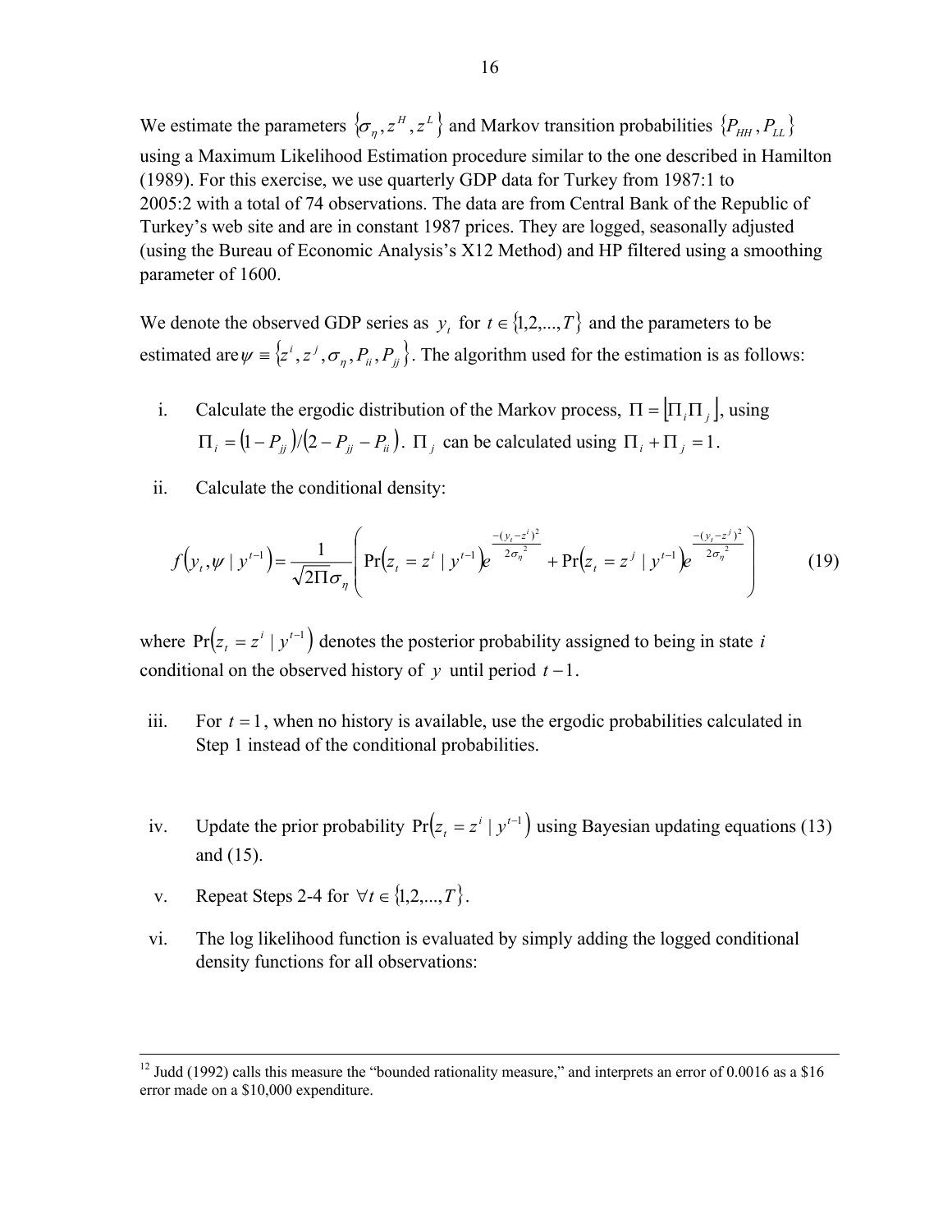We estimate the parameters $\{\sigma_\eta, z^H, z^L\}$ and Markov transition probabilities $\{P_{HH}, P_{LL}\}$ using a Maximum Likelihood Estimation procedure similar to the one described in Hamilton (1989). For this exercise, we use quarterly GDP data for Turkey from 1987:1 to 2005:2 with a total of 74 observations. The data are from Central Bank of the Republic of Turkey's web site and are in constant 1987 prices. They are logged, seasonally adjusted (using the Bureau of Economic Analysis's X12 Method) and HP filtered using a smoothing parameter of 1600.

We denote the observed GDP series as $y_t$ for $t \in \{1,2,...,T\}$ and the parameters to be estimated are $\psi \equiv \{z^i, z^j, \sigma_\eta, P_{ii}, P_{jj}\}$. The algorithm used for the estimation is as follows:

i. Calculate the ergodic distribution of the Markov process, $\Pi = \lfloor \Pi_i \Pi_j \rfloor$, using $\Pi_i = (1 - P_{jj})/(2 - P_{jj} - P_{ii})$. $\Pi_j$ can be calculated using $\Pi_i + \Pi_j = 1$.

ii. Calculate the conditional density:

$$f(y_t, \psi \mid y^{t-1}) = \frac{1}{\sqrt{2\Pi}\sigma_\eta}\left(\Pr(z_t = z^i \mid y^{t-1})e^{\frac{-(y_t - z^i)^2}{2\sigma_\eta^2}} + \Pr(z_t = z^j \mid y^{t-1})e^{\frac{-(y_t - z^j)^2}{2\sigma_\eta^2}}\right) \tag{19}$$

where $\Pr(z_t = z^i \mid y^{t-1})$ denotes the posterior probability assigned to being in state $i$ conditional on the observed history of $y$ until period $t-1$.

iii. For $t = 1$, when no history is available, use the ergodic probabilities calculated in Step 1 instead of the conditional probabilities.

iv. Update the prior probability $\Pr(z_t = z^i \mid y^{t-1})$ using Bayesian updating equations (13) and (15).

v. Repeat Steps 2-4 for $\forall t \in \{1,2,...,T\}$.

vi. The log likelihood function is evaluated by simply adding the logged conditional density functions for all observations:

---

[12] Judd (1992) calls this measure the "bounded rationality measure," and interprets an error of 0.0016 as a $16 error made on a $10,000 expenditure.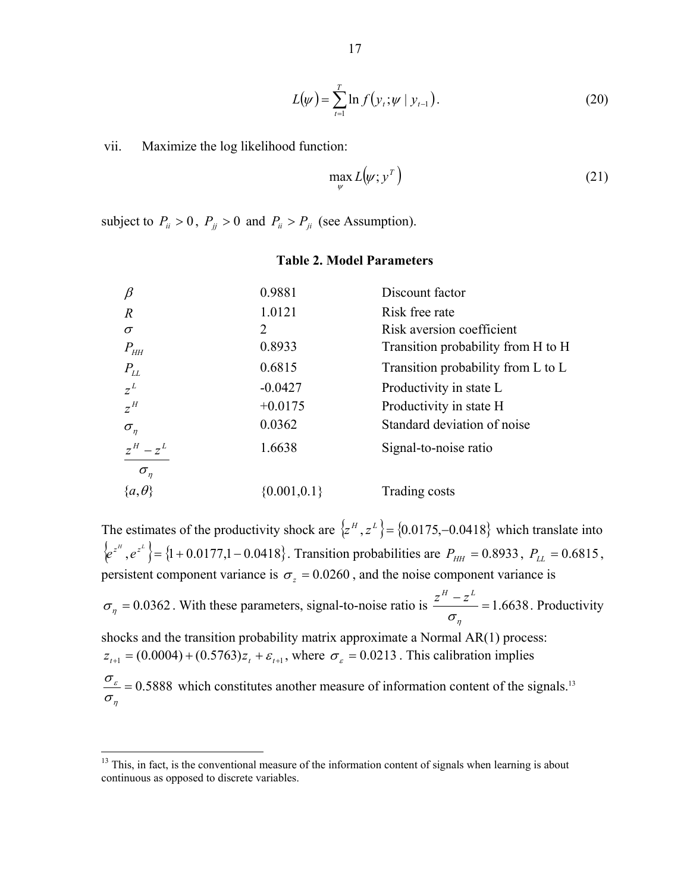$$L(\psi) = \sum_{t=1}^{T} \ln f\left(y_t; \psi \mid y_{t-1}\right). \tag{20}$$

vii. Maximize the log likelihood function:

$$\max_{\psi} L\left(\psi; y^T\right) \tag{21}$$

subject to $P_{ii} > 0$, $P_{jj} > 0$ and $P_{ii} > P_{ji}$ (see Assumption).

**Table 2. Model Parameters**

| | | |
|---|---|---|
| $\beta$ | 0.9881 | Discount factor |
| $R$ | 1.0121 | Risk free rate |
| $\sigma$ | 2 | Risk aversion coefficient |
| $P_{HH}$ | 0.8933 | Transition probability from H to H |
| $P_{LL}$ | 0.6815 | Transition probability from L to L |
| $z^L$ | -0.0427 | Productivity in state L |
| $z^H$ | +0.0175 | Productivity in state H |
| $\sigma_\eta$ | 0.0362 | Standard deviation of noise |
| $\frac{z^H - z^L}{\sigma_\eta}$ | 1.6638 | Signal-to-noise ratio |
| $\{a, \theta\}$ | $\{0.001, 0.1\}$ | Trading costs |

The estimates of the productivity shock are $\{z^H, z^L\} = \{0.0175, -0.0418\}$ which translate into $\{e^{z^H}, e^{z^L}\} = \{1 + 0.0177, 1 - 0.0418\}$. Transition probabilities are $P_{HH} = 0.8933$, $P_{LL} = 0.6815$, persistent component variance is $\sigma_z = 0.0260$, and the noise component variance is $\sigma_\eta = 0.0362$. With these parameters, signal-to-noise ratio is $\frac{z^H - z^L}{\sigma_\eta} = 1.6638$. Productivity shocks and the transition probability matrix approximate a Normal AR(1) process: $z_{t+1} = (0.0004) + (0.5763) z_t + \varepsilon_{t+1}$, where $\sigma_\varepsilon = 0.0213$. This calibration implies $\frac{\sigma_\varepsilon}{\sigma_\eta} = 0.5888$ which constitutes another measure of information content of the signals.[13]

[13] This, in fact, is the conventional measure of the information content of signals when learning is about continuous as opposed to discrete variables.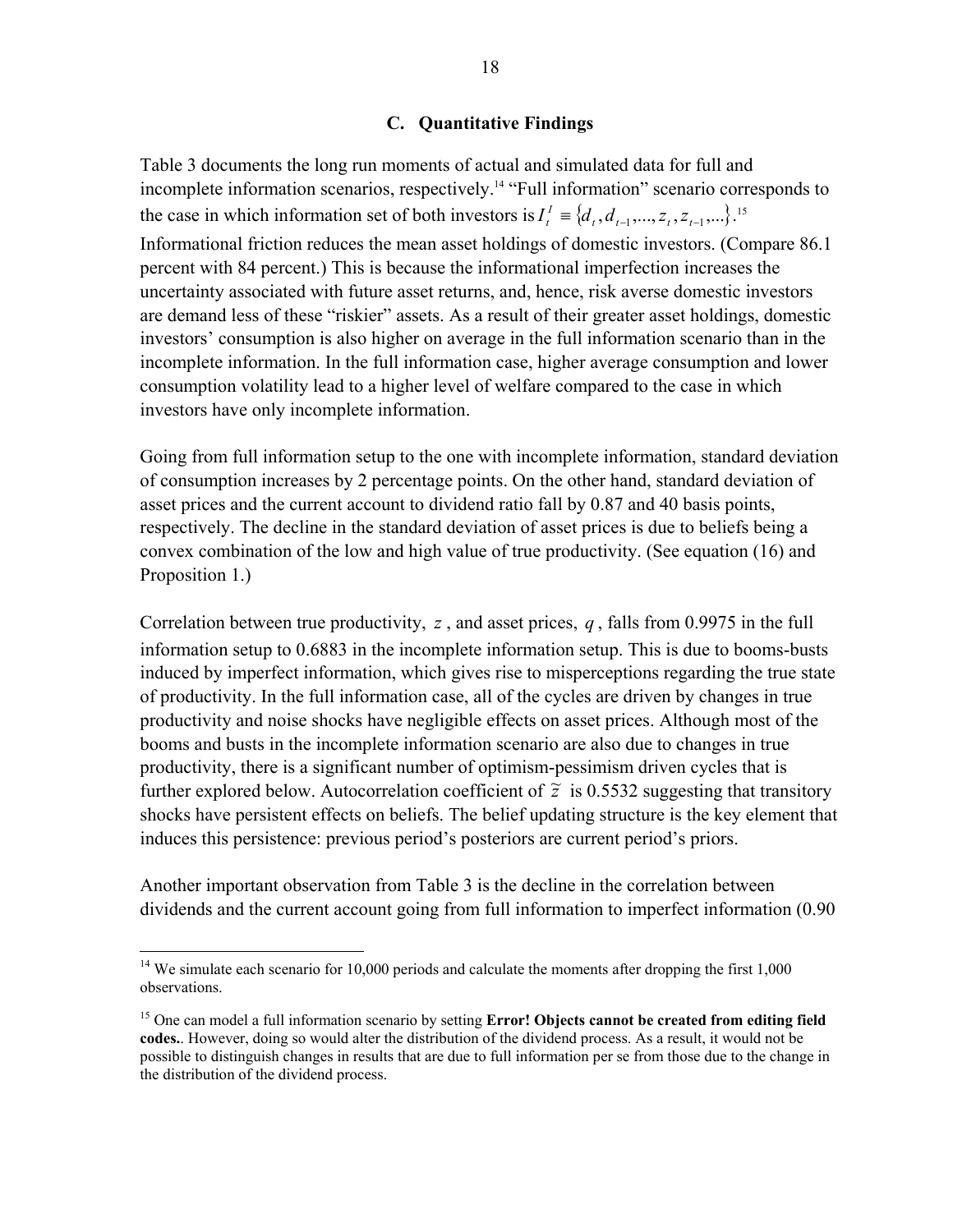### C. Quantitative Findings

Table 3 documents the long run moments of actual and simulated data for full and incomplete information scenarios, respectively.[14] "Full information" scenario corresponds to the case in which information set of both investors is $I_t^I \equiv \{d_t, d_{t-1}, ..., z_t, z_{t-1}, ...\}$.[15] Informational friction reduces the mean asset holdings of domestic investors. (Compare 86.1 percent with 84 percent.) This is because the informational imperfection increases the uncertainty associated with future asset returns, and, hence, risk averse domestic investors are demand less of these "riskier" assets. As a result of their greater asset holdings, domestic investors' consumption is also higher on average in the full information scenario than in the incomplete information. In the full information case, higher average consumption and lower consumption volatility lead to a higher level of welfare compared to the case in which investors have only incomplete information.

Going from full information setup to the one with incomplete information, standard deviation of consumption increases by 2 percentage points. On the other hand, standard deviation of asset prices and the current account to dividend ratio fall by 0.87 and 40 basis points, respectively. The decline in the standard deviation of asset prices is due to beliefs being a convex combination of the low and high value of true productivity. (See equation (16) and Proposition 1.)

Correlation between true productivity, $z$, and asset prices, $q$, falls from 0.9975 in the full information setup to 0.6883 in the incomplete information setup. This is due to booms-busts induced by imperfect information, which gives rise to misperceptions regarding the true state of productivity. In the full information case, all of the cycles are driven by changes in true productivity and noise shocks have negligible effects on asset prices. Although most of the booms and busts in the incomplete information scenario are also due to changes in true productivity, there is a significant number of optimism-pessimism driven cycles that is further explored below. Autocorrelation coefficient of $\tilde{z}$ is 0.5532 suggesting that transitory shocks have persistent effects on beliefs. The belief updating structure is the key element that induces this persistence: previous period's posteriors are current period's priors.

Another important observation from Table 3 is the decline in the correlation between dividends and the current account going from full information to imperfect information (0.90

---

[14] We simulate each scenario for 10,000 periods and calculate the moments after dropping the first 1,000 observations.

[15] One can model a full information scenario by setting **Error! Objects cannot be created from editing field codes.**. However, doing so would alter the distribution of the dividend process. As a result, it would not be possible to distinguish changes in results that are due to full information per se from those due to the change in the distribution of the dividend process.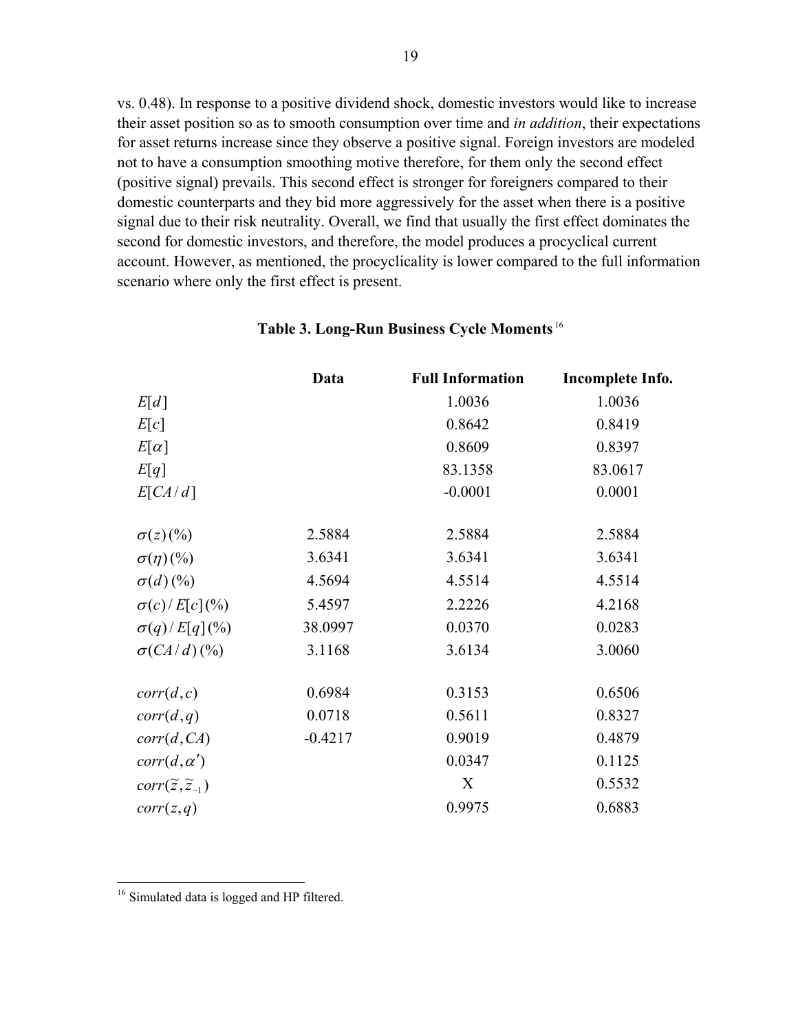vs. 0.48). In response to a positive dividend shock, domestic investors would like to increase their asset position so as to smooth consumption over time and *in addition*, their expectations for asset returns increase since they observe a positive signal. Foreign investors are modeled not to have a consumption smoothing motive therefore, for them only the second effect (positive signal) prevails. This second effect is stronger for foreigners compared to their domestic counterparts and they bid more aggressively for the asset when there is a positive signal due to their risk neutrality. Overall, we find that usually the first effect dominates the second for domestic investors, and therefore, the model produces a procyclical current account. However, as mentioned, the procyclicality is lower compared to the full information scenario where only the first effect is present.

**Table 3. Long-Run Business Cycle Moments** [16]

| | **Data** | **Full Information** | **Incomplete Info.** |
|---|---|---|---|
| $E[d]$ | | 1.0036 | 1.0036 |
| $E[c]$ | | 0.8642 | 0.8419 |
| $E[\alpha]$ | | 0.8609 | 0.8397 |
| $E[q]$ | | 83.1358 | 83.0617 |
| $E[CA/d]$ | | -0.0001 | 0.0001 |
| | | | |
| $\sigma(z)\,(\%)$ | 2.5884 | 2.5884 | 2.5884 |
| $\sigma(\eta)\,(\%)$ | 3.6341 | 3.6341 | 3.6341 |
| $\sigma(d)\,(\%)$ | 4.5694 | 4.5514 | 4.5514 |
| $\sigma(c)/E[c]\,(\%)$ | 5.4597 | 2.2226 | 4.2168 |
| $\sigma(q)/E[q]\,(\%)$ | 38.0997 | 0.0370 | 0.0283 |
| $\sigma(CA/d)\,(\%)$ | 3.1168 | 3.6134 | 3.0060 |
| | | | |
| $corr(d,c)$ | 0.6984 | 0.3153 | 0.6506 |
| $corr(d,q)$ | 0.0718 | 0.5611 | 0.8327 |
| $corr(d,CA)$ | -0.4217 | 0.9019 | 0.4879 |
| $corr(d,\alpha')$ | | 0.0347 | 0.1125 |
| $corr(\tilde{z},\tilde{z}_{-1})$ | | X | 0.5532 |
| $corr(z,q)$ | | 0.9975 | 0.6883 |

[16] Simulated data is logged and HP filtered.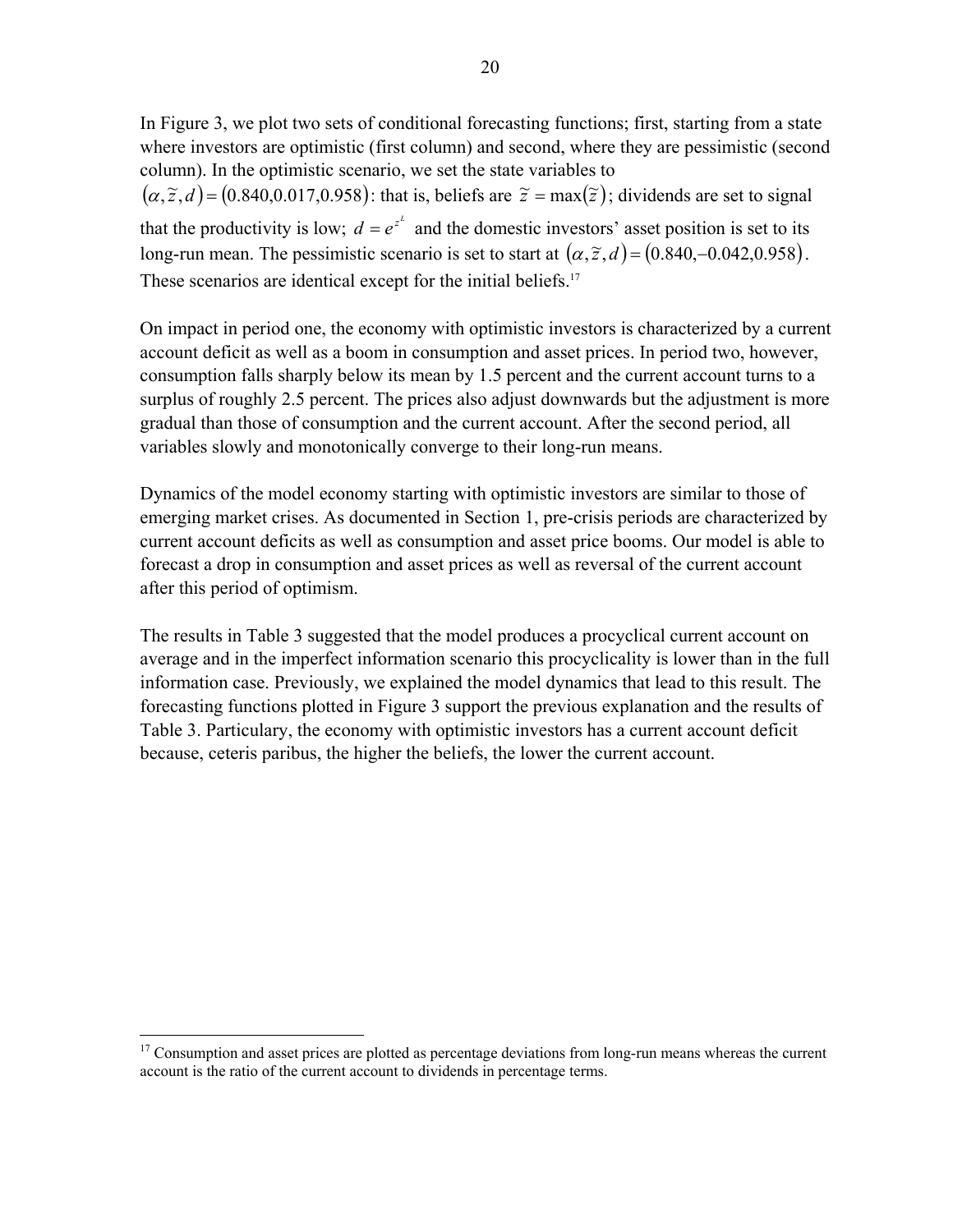In Figure 3, we plot two sets of conditional forecasting functions; first, starting from a state where investors are optimistic (first column) and second, where they are pessimistic (second column). In the optimistic scenario, we set the state variables to $(\alpha, \tilde{z}, d) = (0.840, 0.017, 0.958)$: that is, beliefs are $\tilde{z} = \max(\tilde{z})$; dividends are set to signal that the productivity is low; $d = e^{z^L}$ and the domestic investors' asset position is set to its long-run mean. The pessimistic scenario is set to start at $(\alpha, \tilde{z}, d) = (0.840, -0.042, 0.958)$. These scenarios are identical except for the initial beliefs.[17]

On impact in period one, the economy with optimistic investors is characterized by a current account deficit as well as a boom in consumption and asset prices. In period two, however, consumption falls sharply below its mean by 1.5 percent and the current account turns to a surplus of roughly 2.5 percent. The prices also adjust downwards but the adjustment is more gradual than those of consumption and the current account. After the second period, all variables slowly and monotonically converge to their long-run means.

Dynamics of the model economy starting with optimistic investors are similar to those of emerging market crises. As documented in Section 1, pre-crisis periods are characterized by current account deficits as well as consumption and asset price booms. Our model is able to forecast a drop in consumption and asset prices as well as reversal of the current account after this period of optimism.

The results in Table 3 suggested that the model produces a procyclical current account on average and in the imperfect information scenario this procyclicality is lower than in the full information case. Previously, we explained the model dynamics that lead to this result. The forecasting functions plotted in Figure 3 support the previous explanation and the results of Table 3. Particulary, the economy with optimistic investors has a current account deficit because, ceteris paribus, the higher the beliefs, the lower the current account.

[17] Consumption and asset prices are plotted as percentage deviations from long-run means whereas the current account is the ratio of the current account to dividends in percentage terms.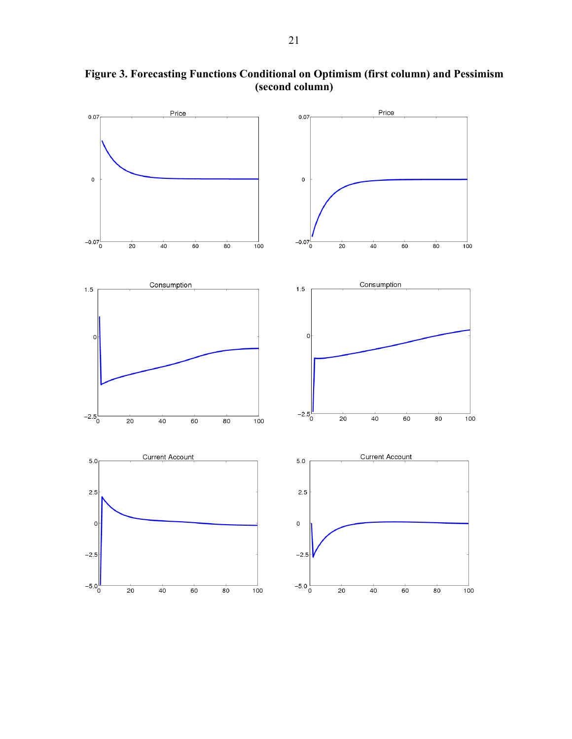**Figure 3. Forecasting Functions Conditional on Optimism (first column) and Pessimism (second column)**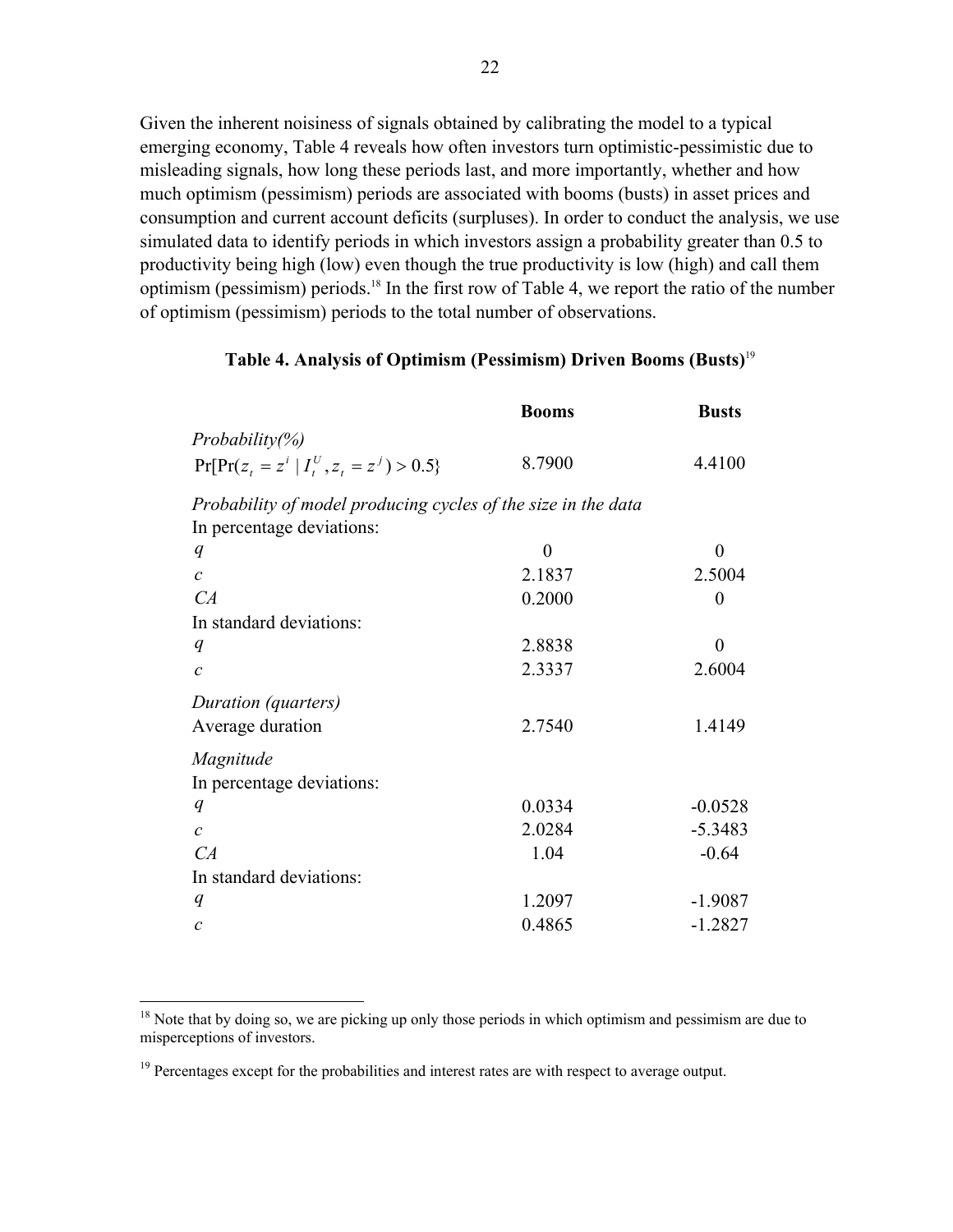Given the inherent noisiness of signals obtained by calibrating the model to a typical emerging economy, Table 4 reveals how often investors turn optimistic-pessimistic due to misleading signals, how long these periods last, and more importantly, whether and how much optimism (pessimism) periods are associated with booms (busts) in asset prices and consumption and current account deficits (surpluses). In order to conduct the analysis, we use simulated data to identify periods in which investors assign a probability greater than 0.5 to productivity being high (low) even though the true productivity is low (high) and call them optimism (pessimism) periods.[18] In the first row of Table 4, we report the ratio of the number of optimism (pessimism) periods to the total number of observations.

**Table 4. Analysis of Optimism (Pessimism) Driven Booms (Busts)**[19]

| | **Booms** | **Busts** |
|---|---|---|
| *Probability(%)* | | |
| $\Pr[\Pr(z_t = z^i \mid I_t^U, z_t = z^j) > 0.5\}$ | 8.7900 | 4.4100 |
| *Probability of model producing cycles of the size in the data* | | |
| In percentage deviations: | | |
| $q$ | 0 | 0 |
| $c$ | 2.1837 | 2.5004 |
| $CA$ | 0.2000 | 0 |
| In standard deviations: | | |
| $q$ | 2.8838 | 0 |
| $c$ | 2.3337 | 2.6004 |
| *Duration (quarters)* | | |
| Average duration | 2.7540 | 1.4149 |
| *Magnitude* | | |
| In percentage deviations: | | |
| $q$ | 0.0334 | -0.0528 |
| $c$ | 2.0284 | -5.3483 |
| $CA$ | 1.04 | -0.64 |
| In standard deviations: | | |
| $q$ | 1.2097 | -1.9087 |
| $c$ | 0.4865 | -1.2827 |

[18] Note that by doing so, we are picking up only those periods in which optimism and pessimism are due to misperceptions of investors.

[19] Percentages except for the probabilities and interest rates are with respect to average output.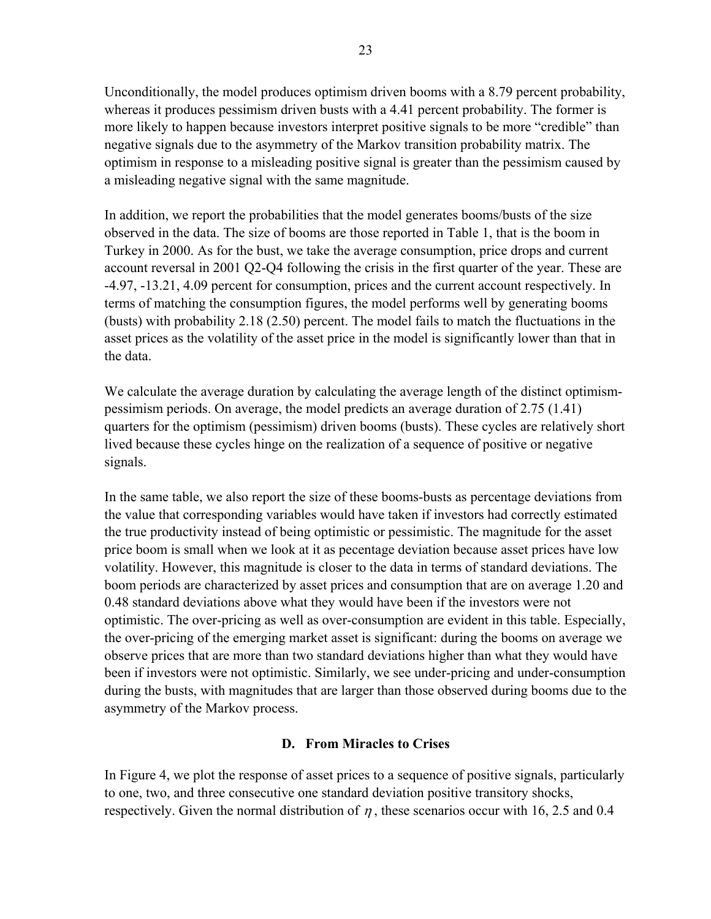Unconditionally, the model produces optimism driven booms with a 8.79 percent probability, whereas it produces pessimism driven busts with a 4.41 percent probability. The former is more likely to happen because investors interpret positive signals to be more "credible" than negative signals due to the asymmetry of the Markov transition probability matrix. The optimism in response to a misleading positive signal is greater than the pessimism caused by a misleading negative signal with the same magnitude.

In addition, we report the probabilities that the model generates booms/busts of the size observed in the data. The size of booms are those reported in Table 1, that is the boom in Turkey in 2000. As for the bust, we take the average consumption, price drops and current account reversal in 2001 Q2-Q4 following the crisis in the first quarter of the year. These are -4.97, -13.21, 4.09 percent for consumption, prices and the current account respectively. In terms of matching the consumption figures, the model performs well by generating booms (busts) with probability 2.18 (2.50) percent. The model fails to match the fluctuations in the asset prices as the volatility of the asset price in the model is significantly lower than that in the data.

We calculate the average duration by calculating the average length of the distinct optimism-pessimism periods. On average, the model predicts an average duration of 2.75 (1.41) quarters for the optimism (pessimism) driven booms (busts). These cycles are relatively short lived because these cycles hinge on the realization of a sequence of positive or negative signals.

In the same table, we also report the size of these booms-busts as percentage deviations from the value that corresponding variables would have taken if investors had correctly estimated the true productivity instead of being optimistic or pessimistic. The magnitude for the asset price boom is small when we look at it as pecentage deviation because asset prices have low volatility. However, this magnitude is closer to the data in terms of standard deviations. The boom periods are characterized by asset prices and consumption that are on average 1.20 and 0.48 standard deviations above what they would have been if the investors were not optimistic. The over-pricing as well as over-consumption are evident in this table. Especially, the over-pricing of the emerging market asset is significant: during the booms on average we observe prices that are more than two standard deviations higher than what they would have been if investors were not optimistic. Similarly, we see under-pricing and under-consumption during the busts, with magnitudes that are larger than those observed during booms due to the asymmetry of the Markov process.

### D. From Miracles to Crises

In Figure 4, we plot the response of asset prices to a sequence of positive signals, particularly to one, two, and three consecutive one standard deviation positive transitory shocks, respectively. Given the normal distribution of $\eta$, these scenarios occur with 16, 2.5 and 0.4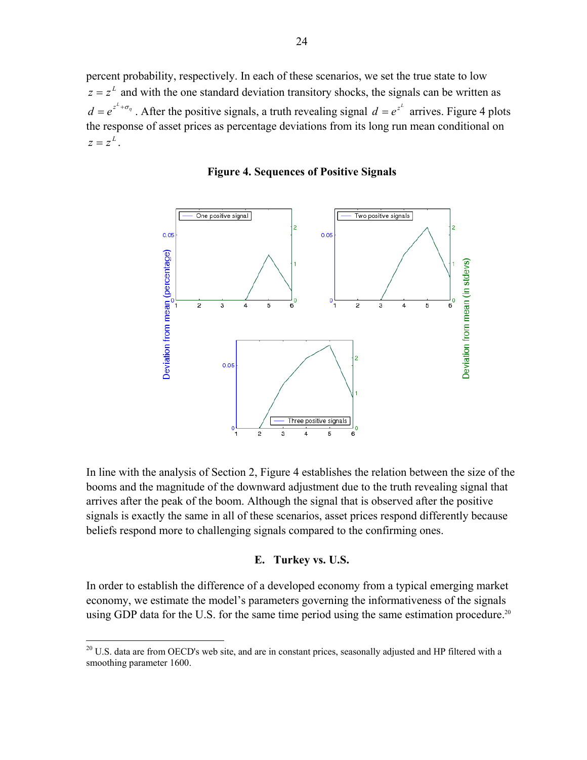percent probability, respectively. In each of these scenarios, we set the true state to low $z = z^L$ and with the one standard deviation transitory shocks, the signals can be written as $d = e^{z^L + \sigma_\eta}$. After the positive signals, a truth revealing signal $d = e^{z^L}$ arrives. Figure 4 plots the response of asset prices as percentage deviations from its long run mean conditional on $z = z^L$.

**Figure 4. Sequences of Positive Signals**

In line with the analysis of Section 2, Figure 4 establishes the relation between the size of the booms and the magnitude of the downward adjustment due to the truth revealing signal that arrives after the peak of the boom. Although the signal that is observed after the positive signals is exactly the same in all of these scenarios, asset prices respond differently because beliefs respond more to challenging signals compared to the confirming ones.

### E. Turkey vs. U.S.

In order to establish the difference of a developed economy from a typical emerging market economy, we estimate the model's parameters governing the informativeness of the signals using GDP data for the U.S. for the same time period using the same estimation procedure.[20]

[20] U.S. data are from OECD's web site, and are in constant prices, seasonally adjusted and HP filtered with a smoothing parameter 1600.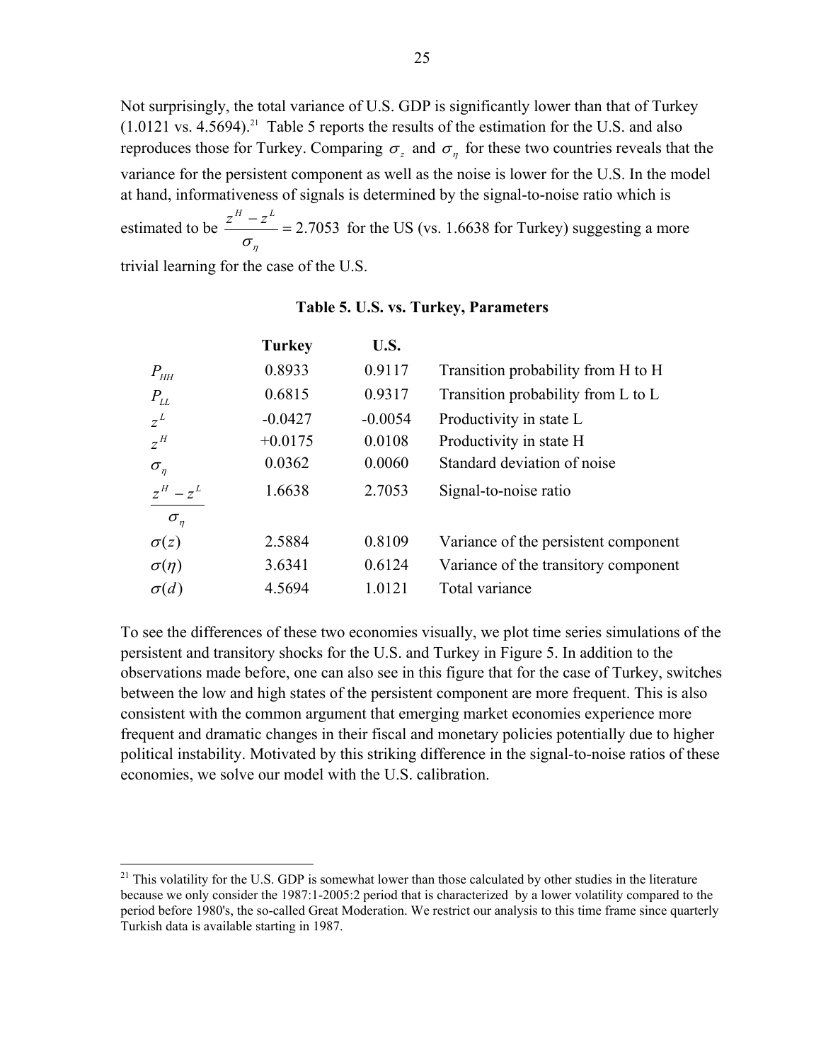Not surprisingly, the total variance of U.S. GDP is significantly lower than that of Turkey (1.0121 vs. 4.5694).[21] Table 5 reports the results of the estimation for the U.S. and also reproduces those for Turkey. Comparing $\sigma_z$ and $\sigma_\eta$ for these two countries reveals that the variance for the persistent component as well as the noise is lower for the U.S. In the model at hand, informativeness of signals is determined by the signal-to-noise ratio which is estimated to be $\frac{z^H - z^L}{\sigma_\eta} = 2.7053$ for the US (vs. 1.6638 for Turkey) suggesting a more trivial learning for the case of the U.S.

**Table 5. U.S. vs. Turkey, Parameters**

| | Turkey | U.S. | |
|---|---|---|---|
| $P_{HH}$ | 0.8933 | 0.9117 | Transition probability from H to H |
| $P_{LL}$ | 0.6815 | 0.9317 | Transition probability from L to L |
| $z^L$ | -0.0427 | -0.0054 | Productivity in state L |
| $z^H$ | +0.0175 | 0.0108 | Productivity in state H |
| $\sigma_\eta$ | 0.0362 | 0.0060 | Standard deviation of noise |
| $\frac{z^H - z^L}{\sigma_\eta}$ | 1.6638 | 2.7053 | Signal-to-noise ratio |
| $\sigma(z)$ | 2.5884 | 0.8109 | Variance of the persistent component |
| $\sigma(\eta)$ | 3.6341 | 0.6124 | Variance of the transitory component |
| $\sigma(d)$ | 4.5694 | 1.0121 | Total variance |

To see the differences of these two economies visually, we plot time series simulations of the persistent and transitory shocks for the U.S. and Turkey in Figure 5. In addition to the observations made before, one can also see in this figure that for the case of Turkey, switches between the low and high states of the persistent component are more frequent. This is also consistent with the common argument that emerging market economies experience more frequent and dramatic changes in their fiscal and monetary policies potentially due to higher political instability. Motivated by this striking difference in the signal-to-noise ratios of these economies, we solve our model with the U.S. calibration.

[21] This volatility for the U.S. GDP is somewhat lower than those calculated by other studies in the literature because we only consider the 1987:1-2005:2 period that is characterized by a lower volatility compared to the period before 1980's, the so-called Great Moderation. We restrict our analysis to this time frame since quarterly Turkish data is available starting in 1987.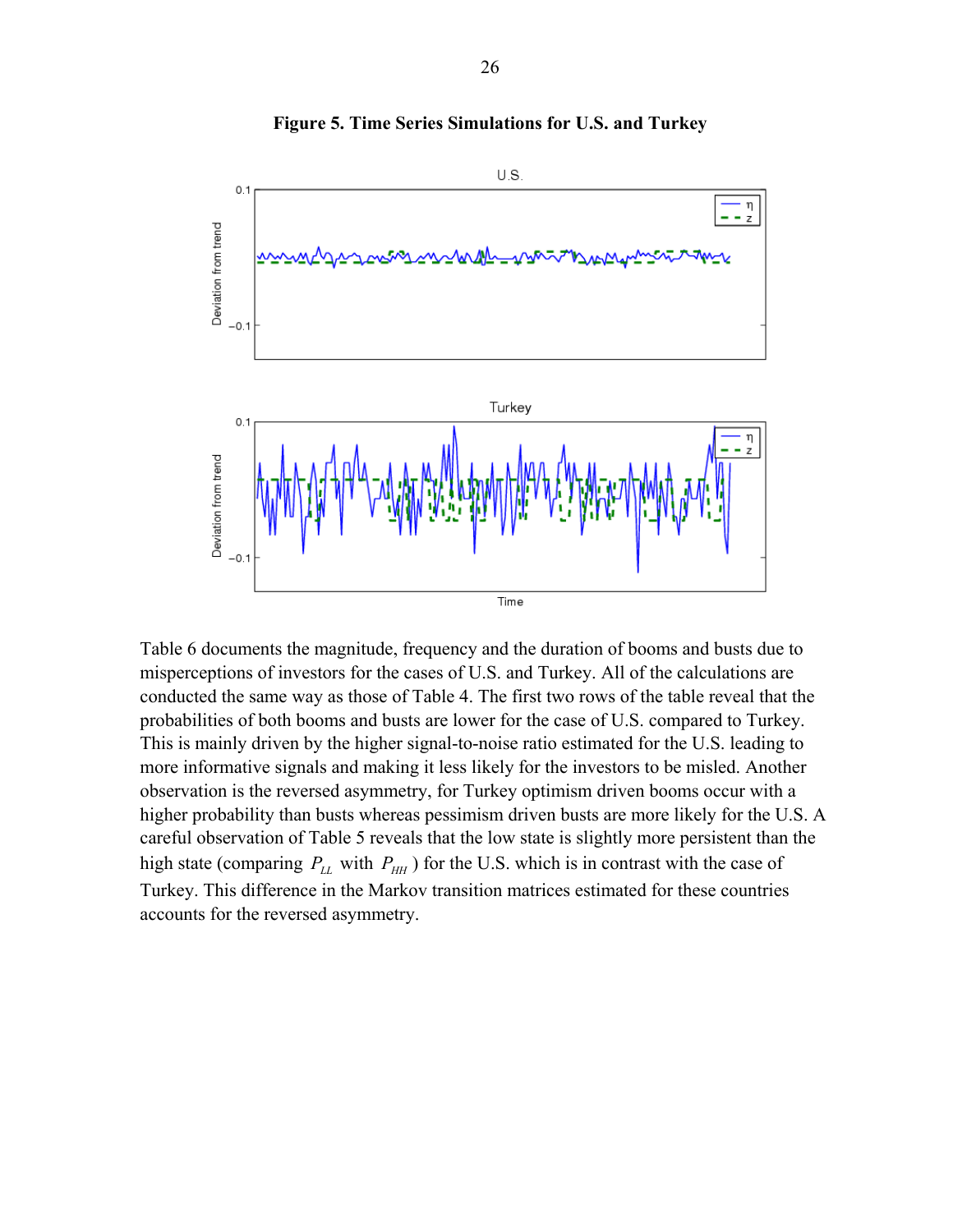**Figure 5. Time Series Simulations for U.S. and Turkey**

Table 6 documents the magnitude, frequency and the duration of booms and busts due to misperceptions of investors for the cases of U.S. and Turkey. All of the calculations are conducted the same way as those of Table 4. The first two rows of the table reveal that the probabilities of both booms and busts are lower for the case of U.S. compared to Turkey. This is mainly driven by the higher signal-to-noise ratio estimated for the U.S. leading to more informative signals and making it less likely for the investors to be misled. Another observation is the reversed asymmetry, for Turkey optimism driven booms occur with a higher probability than busts whereas pessimism driven busts are more likely for the U.S. A careful observation of Table 5 reveals that the low state is slightly more persistent than the high state (comparing $P_{LL}$ with $P_{HH}$) for the U.S. which is in contrast with the case of Turkey. This difference in the Markov transition matrices estimated for these countries accounts for the reversed asymmetry.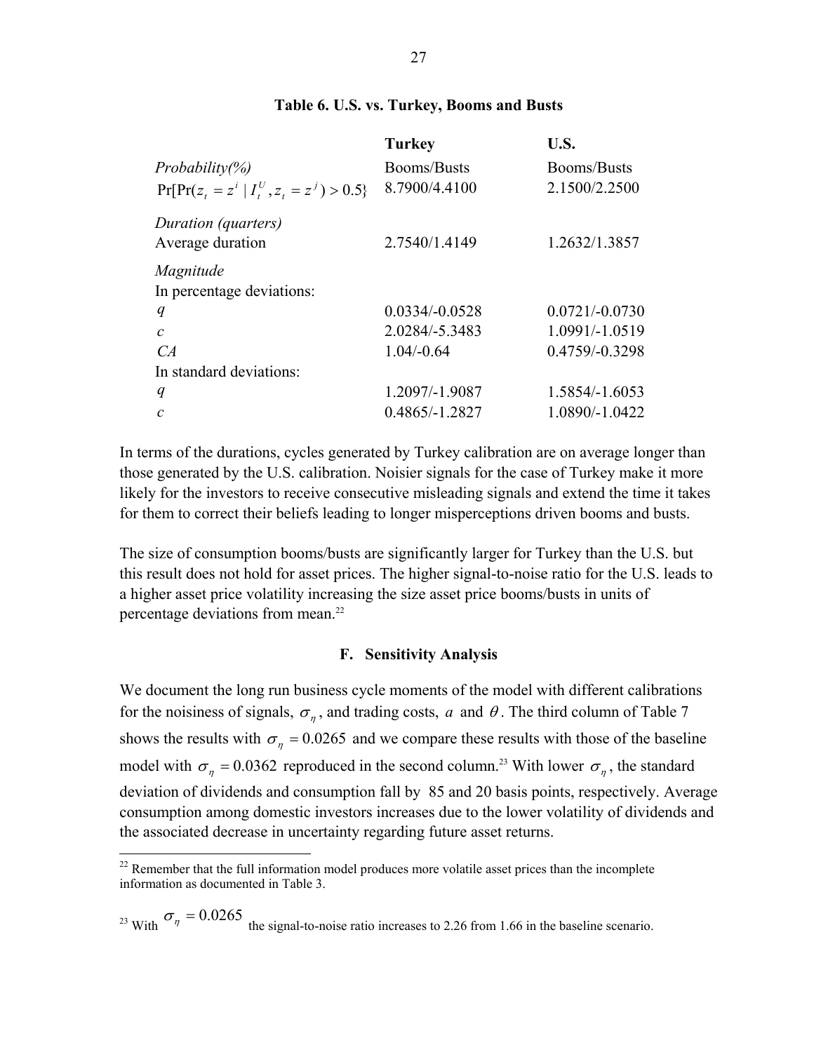**Table 6. U.S. vs. Turkey, Booms and Busts**

| | **Turkey** | **U.S.** |
|---|---|---|
| *Probability(%)* | Booms/Busts | Booms/Busts |
| $\Pr[\Pr(z_t = z^i \mid I_t^U, z_t = z^j) > 0.5\}$ | 8.7900/4.4100 | 2.1500/2.2500 |
| *Duration (quarters)* | | |
| Average duration | 2.7540/1.4149 | 1.2632/1.3857 |
| *Magnitude* | | |
| In percentage deviations: | | |
| $q$ | 0.0334/-0.0528 | 0.0721/-0.0730 |
| $c$ | 2.0284/-5.3483 | 1.0991/-1.0519 |
| $CA$ | 1.04/-0.64 | 0.4759/-0.3298 |
| In standard deviations: | | |
| $q$ | 1.2097/-1.9087 | 1.5854/-1.6053 |
| $c$ | 0.4865/-1.2827 | 1.0890/-1.0422 |

In terms of the durations, cycles generated by Turkey calibration are on average longer than those generated by the U.S. calibration. Noisier signals for the case of Turkey make it more likely for the investors to receive consecutive misleading signals and extend the time it takes for them to correct their beliefs leading to longer misperceptions driven booms and busts.

The size of consumption booms/busts are significantly larger for Turkey than the U.S. but this result does not hold for asset prices. The higher signal-to-noise ratio for the U.S. leads to a higher asset price volatility increasing the size asset price booms/busts in units of percentage deviations from mean.[22]

### F. Sensitivity Analysis

We document the long run business cycle moments of the model with different calibrations for the noisiness of signals, $\sigma_\eta$, and trading costs, $a$ and $\theta$. The third column of Table 7 shows the results with $\sigma_\eta = 0.0265$ and we compare these results with those of the baseline model with $\sigma_\eta = 0.0362$ reproduced in the second column.[23] With lower $\sigma_\eta$, the standard deviation of dividends and consumption fall by 85 and 20 basis points, respectively. Average consumption among domestic investors increases due to the lower volatility of dividends and the associated decrease in uncertainty regarding future asset returns.

---

[22] Remember that the full information model produces more volatile asset prices than the incomplete information as documented in Table 3.

[23] With $\sigma_\eta = 0.0265$ the signal-to-noise ratio increases to 2.26 from 1.66 in the baseline scenario.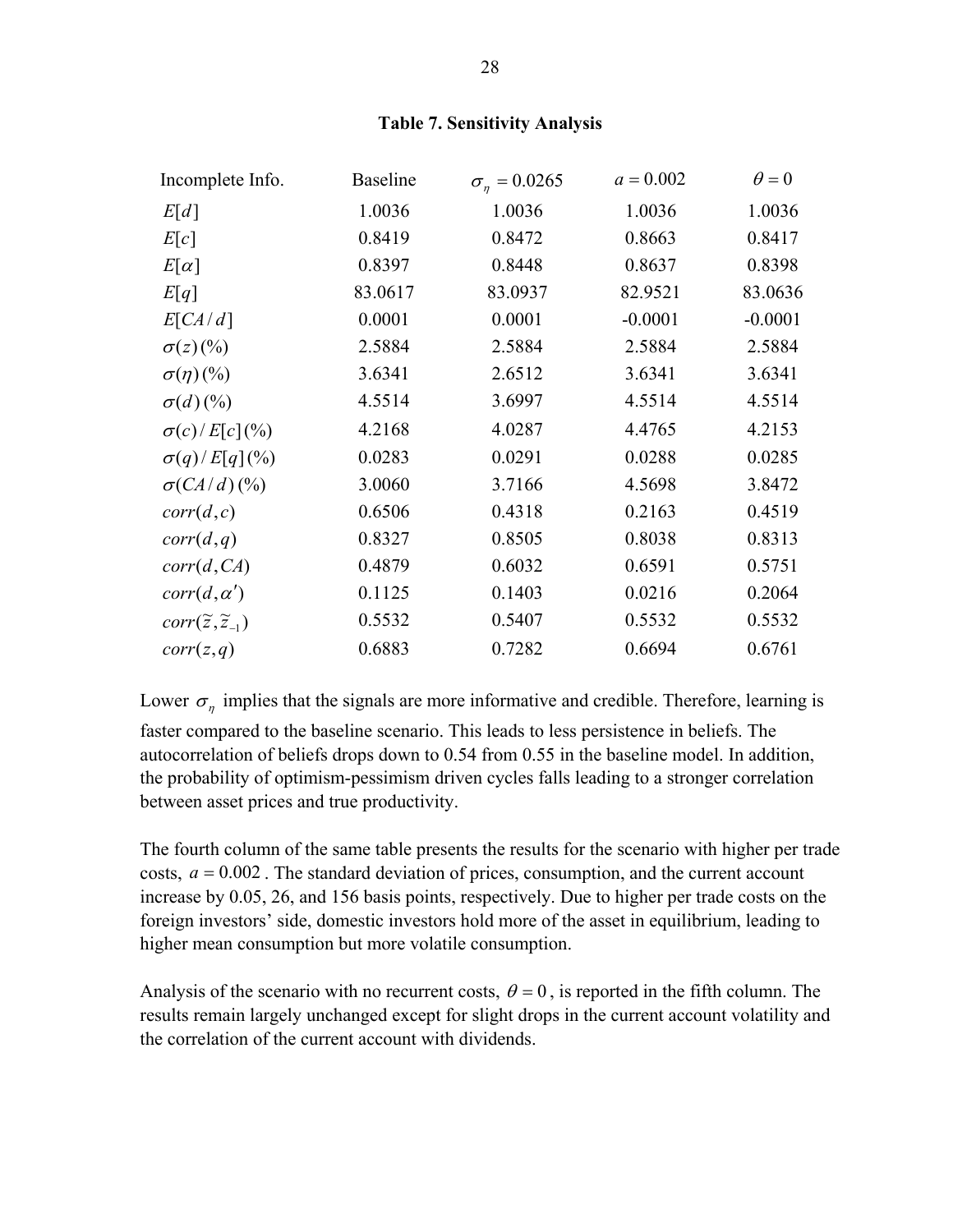**Table 7. Sensitivity Analysis**

| Incomplete Info. | Baseline | $\sigma_\eta = 0.0265$ | $a = 0.002$ | $\theta = 0$ |
|---|---|---|---|---|
| $E[d]$ | 1.0036 | 1.0036 | 1.0036 | 1.0036 |
| $E[c]$ | 0.8419 | 0.8472 | 0.8663 | 0.8417 |
| $E[\alpha]$ | 0.8397 | 0.8448 | 0.8637 | 0.8398 |
| $E[q]$ | 83.0617 | 83.0937 | 82.9521 | 83.0636 |
| $E[CA/d]$ | 0.0001 | 0.0001 | -0.0001 | -0.0001 |
| $\sigma(z)(\%)$ | 2.5884 | 2.5884 | 2.5884 | 2.5884 |
| $\sigma(\eta)(\%)$ | 3.6341 | 2.6512 | 3.6341 | 3.6341 |
| $\sigma(d)(\%)$ | 4.5514 | 3.6997 | 4.5514 | 4.5514 |
| $\sigma(c)/E[c](\%)$ | 4.2168 | 4.0287 | 4.4765 | 4.2153 |
| $\sigma(q)/E[q](\%)$ | 0.0283 | 0.0291 | 0.0288 | 0.0285 |
| $\sigma(CA/d)(\%)$ | 3.0060 | 3.7166 | 4.5698 | 3.8472 |
| $corr(d,c)$ | 0.6506 | 0.4318 | 0.2163 | 0.4519 |
| $corr(d,q)$ | 0.8327 | 0.8505 | 0.8038 | 0.8313 |
| $corr(d,CA)$ | 0.4879 | 0.6032 | 0.6591 | 0.5751 |
| $corr(d,\alpha')$ | 0.1125 | 0.1403 | 0.0216 | 0.2064 |
| $corr(\tilde{z},\tilde{z}_{-1})$ | 0.5532 | 0.5407 | 0.5532 | 0.5532 |
| $corr(z,q)$ | 0.6883 | 0.7282 | 0.6694 | 0.6761 |

Lower $\sigma_\eta$ implies that the signals are more informative and credible. Therefore, learning is faster compared to the baseline scenario. This leads to less persistence in beliefs. The autocorrelation of beliefs drops down to 0.54 from 0.55 in the baseline model. In addition, the probability of optimism-pessimism driven cycles falls leading to a stronger correlation between asset prices and true productivity.

The fourth column of the same table presents the results for the scenario with higher per trade costs, $a = 0.002$. The standard deviation of prices, consumption, and the current account increase by 0.05, 26, and 156 basis points, respectively. Due to higher per trade costs on the foreign investors' side, domestic investors hold more of the asset in equilibrium, leading to higher mean consumption but more volatile consumption.

Analysis of the scenario with no recurrent costs, $\theta = 0$, is reported in the fifth column. The results remain largely unchanged except for slight drops in the current account volatility and the correlation of the current account with dividends.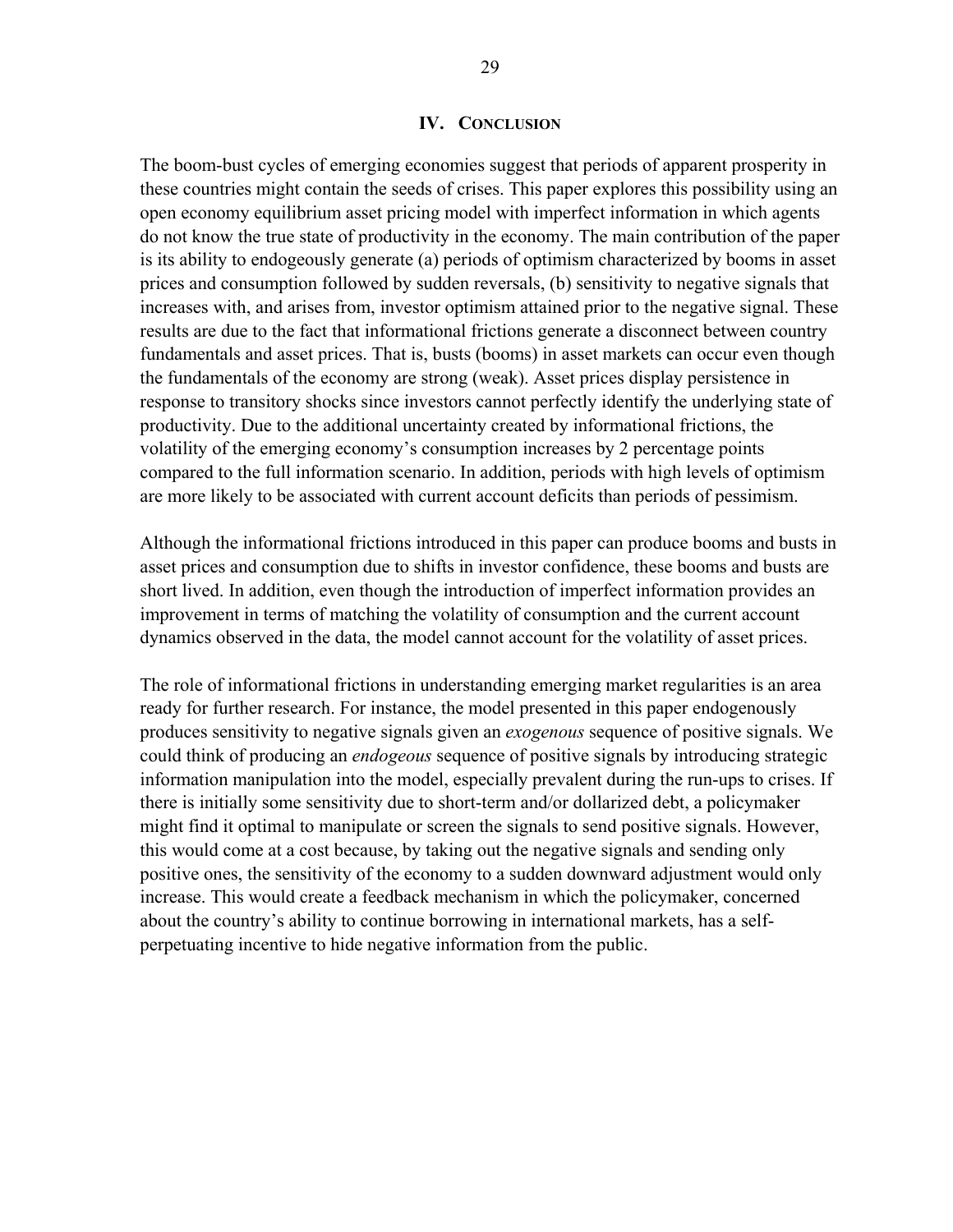## IV. Conclusion

The boom-bust cycles of emerging economies suggest that periods of apparent prosperity in these countries might contain the seeds of crises. This paper explores this possibility using an open economy equilibrium asset pricing model with imperfect information in which agents do not know the true state of productivity in the economy. The main contribution of the paper is its ability to endogeously generate (a) periods of optimism characterized by booms in asset prices and consumption followed by sudden reversals, (b) sensitivity to negative signals that increases with, and arises from, investor optimism attained prior to the negative signal. These results are due to the fact that informational frictions generate a disconnect between country fundamentals and asset prices. That is, busts (booms) in asset markets can occur even though the fundamentals of the economy are strong (weak). Asset prices display persistence in response to transitory shocks since investors cannot perfectly identify the underlying state of productivity. Due to the additional uncertainty created by informational frictions, the volatility of the emerging economy's consumption increases by 2 percentage points compared to the full information scenario. In addition, periods with high levels of optimism are more likely to be associated with current account deficits than periods of pessimism.

Although the informational frictions introduced in this paper can produce booms and busts in asset prices and consumption due to shifts in investor confidence, these booms and busts are short lived. In addition, even though the introduction of imperfect information provides an improvement in terms of matching the volatility of consumption and the current account dynamics observed in the data, the model cannot account for the volatility of asset prices.

The role of informational frictions in understanding emerging market regularities is an area ready for further research. For instance, the model presented in this paper endogenously produces sensitivity to negative signals given an *exogenous* sequence of positive signals. We could think of producing an *endogeous* sequence of positive signals by introducing strategic information manipulation into the model, especially prevalent during the run-ups to crises. If there is initially some sensitivity due to short-term and/or dollarized debt, a policymaker might find it optimal to manipulate or screen the signals to send positive signals. However, this would come at a cost because, by taking out the negative signals and sending only positive ones, the sensitivity of the economy to a sudden downward adjustment would only increase. This would create a feedback mechanism in which the policymaker, concerned about the country's ability to continue borrowing in international markets, has a self-perpetuating incentive to hide negative information from the public.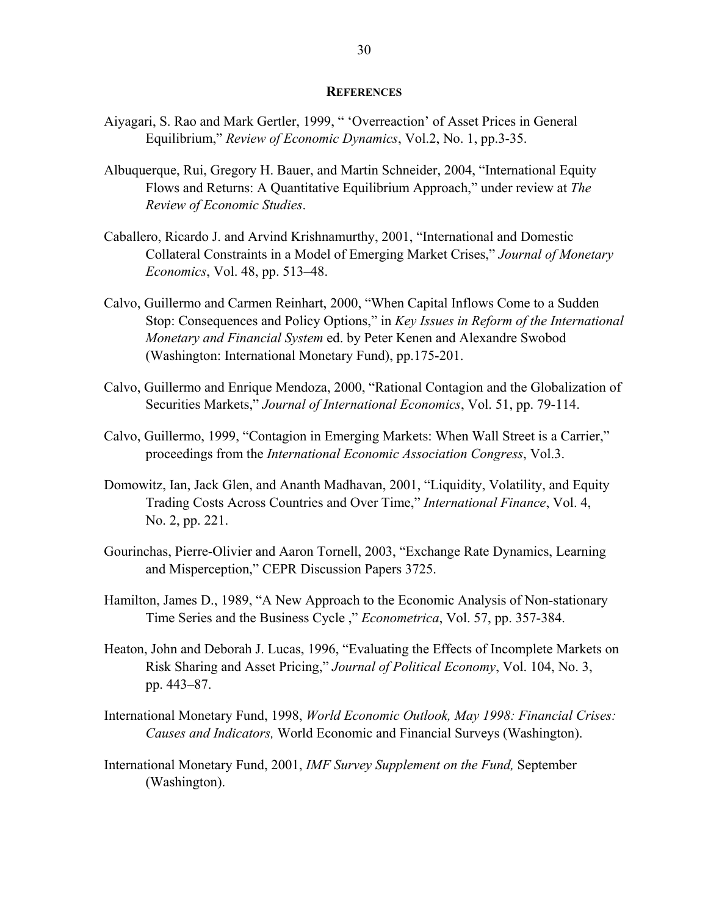## REFERENCES

Aiyagari, S. Rao and Mark Gertler, 1999, " 'Overreaction' of Asset Prices in General Equilibrium," *Review of Economic Dynamics*, Vol.2, No. 1, pp.3-35.

Albuquerque, Rui, Gregory H. Bauer, and Martin Schneider, 2004, "International Equity Flows and Returns: A Quantitative Equilibrium Approach," under review at *The Review of Economic Studies*.

Caballero, Ricardo J. and Arvind Krishnamurthy, 2001, "International and Domestic Collateral Constraints in a Model of Emerging Market Crises," *Journal of Monetary Economics*, Vol. 48, pp. 513–48.

Calvo, Guillermo and Carmen Reinhart, 2000, "When Capital Inflows Come to a Sudden Stop: Consequences and Policy Options," in *Key Issues in Reform of the International Monetary and Financial System* ed. by Peter Kenen and Alexandre Swobod (Washington: International Monetary Fund), pp.175-201.

Calvo, Guillermo and Enrique Mendoza, 2000, "Rational Contagion and the Globalization of Securities Markets," *Journal of International Economics*, Vol. 51, pp. 79-114.

Calvo, Guillermo, 1999, "Contagion in Emerging Markets: When Wall Street is a Carrier," proceedings from the *International Economic Association Congress*, Vol.3.

Domowitz, Ian, Jack Glen, and Ananth Madhavan, 2001, "Liquidity, Volatility, and Equity Trading Costs Across Countries and Over Time," *International Finance*, Vol. 4, No. 2, pp. 221.

Gourinchas, Pierre-Olivier and Aaron Tornell, 2003, "Exchange Rate Dynamics, Learning and Misperception," CEPR Discussion Papers 3725.

Hamilton, James D., 1989, "A New Approach to the Economic Analysis of Non-stationary Time Series and the Business Cycle ," *Econometrica*, Vol. 57, pp. 357-384.

Heaton, John and Deborah J. Lucas, 1996, "Evaluating the Effects of Incomplete Markets on Risk Sharing and Asset Pricing," *Journal of Political Economy*, Vol. 104, No. 3, pp. 443–87.

International Monetary Fund, 1998, *World Economic Outlook, May 1998: Financial Crises: Causes and Indicators,* World Economic and Financial Surveys (Washington).

International Monetary Fund, 2001, *IMF Survey Supplement on the Fund,* September (Washington).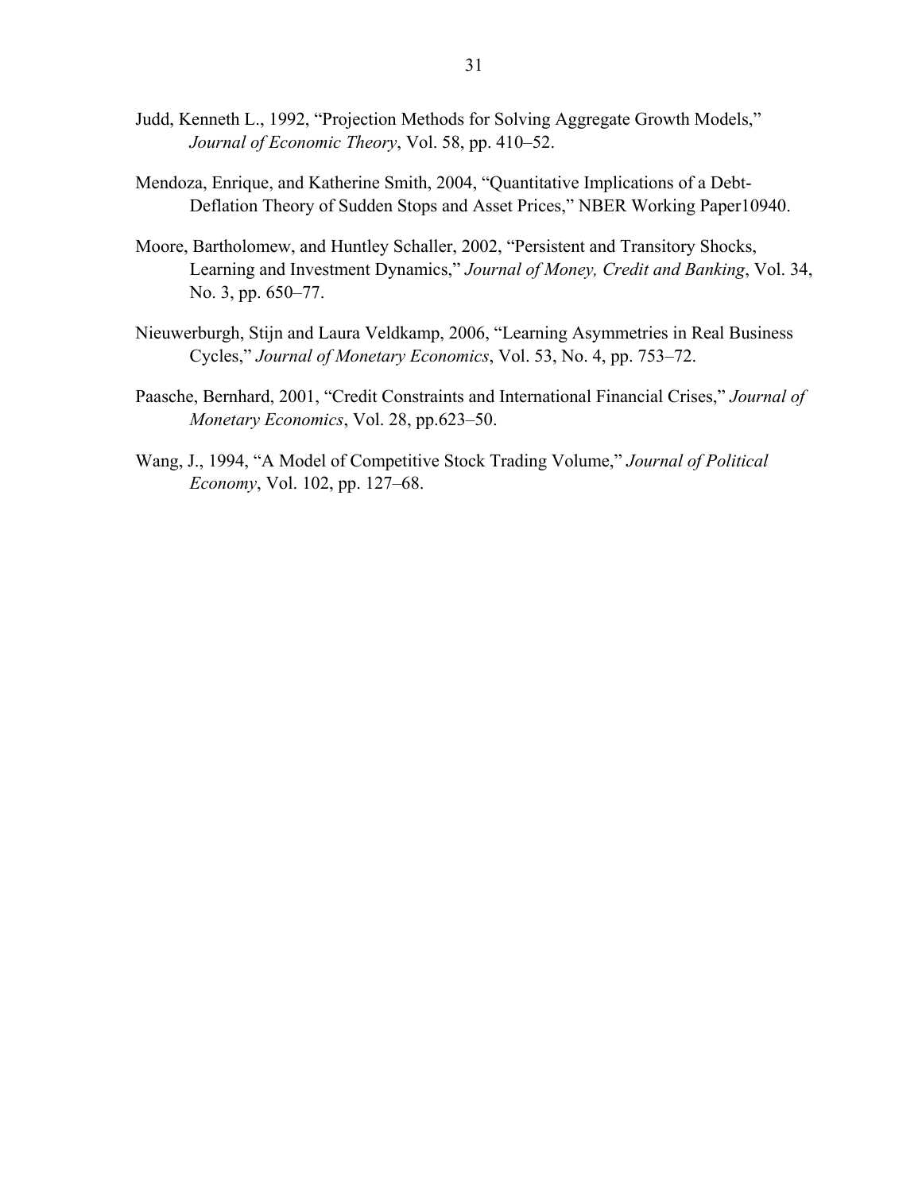Judd, Kenneth L., 1992, "Projection Methods for Solving Aggregate Growth Models," *Journal of Economic Theory*, Vol. 58, pp. 410–52.

Mendoza, Enrique, and Katherine Smith, 2004, "Quantitative Implications of a Debt-Deflation Theory of Sudden Stops and Asset Prices," NBER Working Paper10940.

Moore, Bartholomew, and Huntley Schaller, 2002, "Persistent and Transitory Shocks, Learning and Investment Dynamics," *Journal of Money, Credit and Banking*, Vol. 34, No. 3, pp. 650–77.

Nieuwerburgh, Stijn and Laura Veldkamp, 2006, "Learning Asymmetries in Real Business Cycles," *Journal of Monetary Economics*, Vol. 53, No. 4, pp. 753–72.

Paasche, Bernhard, 2001, "Credit Constraints and International Financial Crises," *Journal of Monetary Economics*, Vol. 28, pp.623–50.

Wang, J., 1994, "A Model of Competitive Stock Trading Volume," *Journal of Political Economy*, Vol. 102, pp. 127–68.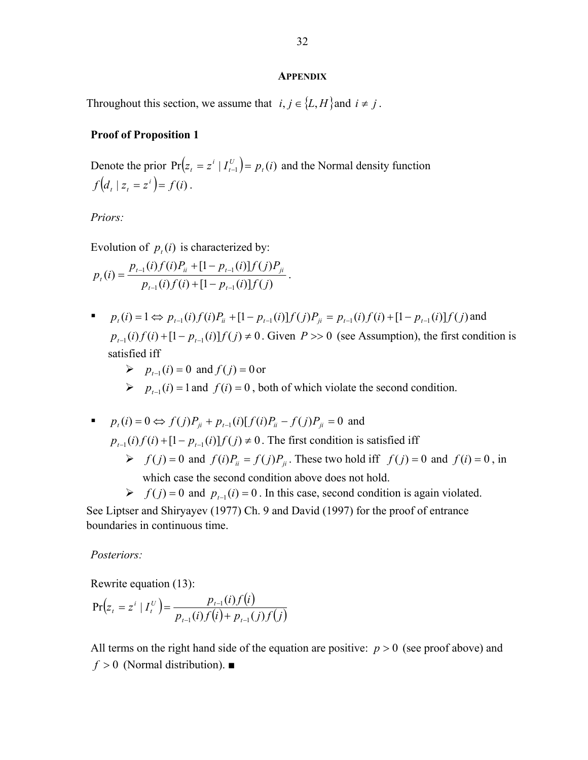## APPENDIX

Throughout this section, we assume that $i, j \in \{L, H\}$ and $i \neq j$.

### Proof of Proposition 1

Denote the prior $\Pr(z_t = z^i \mid I_{t-1}^U) = p_t(i)$ and the Normal density function $f(d_t \mid z_t = z^i) = f(i)$.

*Priors:*

Evolution of $p_t(i)$ is characterized by:

$$p_t(i) = \frac{p_{t-1}(i) f(i) P_{ii} + [1 - p_{t-1}(i)] f(j) P_{ji}}{p_{t-1}(i) f(i) + [1 - p_{t-1}(i)] f(j)}.$$

- $p_t(i) = 1 \Leftrightarrow p_{t-1}(i) f(i) P_{ii} + [1 - p_{t-1}(i)] f(j) P_{ji} = p_{t-1}(i) f(i) + [1 - p_{t-1}(i)] f(j)$ and $p_{t-1}(i) f(i) + [1 - p_{t-1}(i)] f(j) \neq 0$. Given $P >> 0$ (see Assumption), the first condition is satisfied iff
  - $p_{t-1}(i) = 0$ and $f(j) = 0$ or
  - $p_{t-1}(i) = 1$ and $f(i) = 0$, both of which violate the second condition.

- $p_t(i) = 0 \Leftrightarrow f(j) P_{ji} + p_{t-1}(i)[f(i) P_{ii} - f(j) P_{ji} = 0$ and $p_{t-1}(i) f(i) + [1 - p_{t-1}(i)] f(j) \neq 0$. The first condition is satisfied iff
  - $f(j) = 0$ and $f(i) P_{ii} = f(j) P_{ji}$. These two hold iff $f(j) = 0$ and $f(i) = 0$, in which case the second condition above does not hold.
  - $f(j) = 0$ and $p_{t-1}(i) = 0$. In this case, second condition is again violated.

See Liptser and Shiryayev (1977) Ch. 9 and David (1997) for the proof of entrance boundaries in continuous time.

*Posteriors:*

Rewrite equation (13):

$$\Pr(z_t = z^i \mid I_t^U) = \frac{p_{t-1}(i) f(i)}{p_{t-1}(i) f(i) + p_{t-1}(j) f(j)}$$

All terms on the right hand side of the equation are positive: $p > 0$ (see proof above) and $f > 0$ (Normal distribution). ■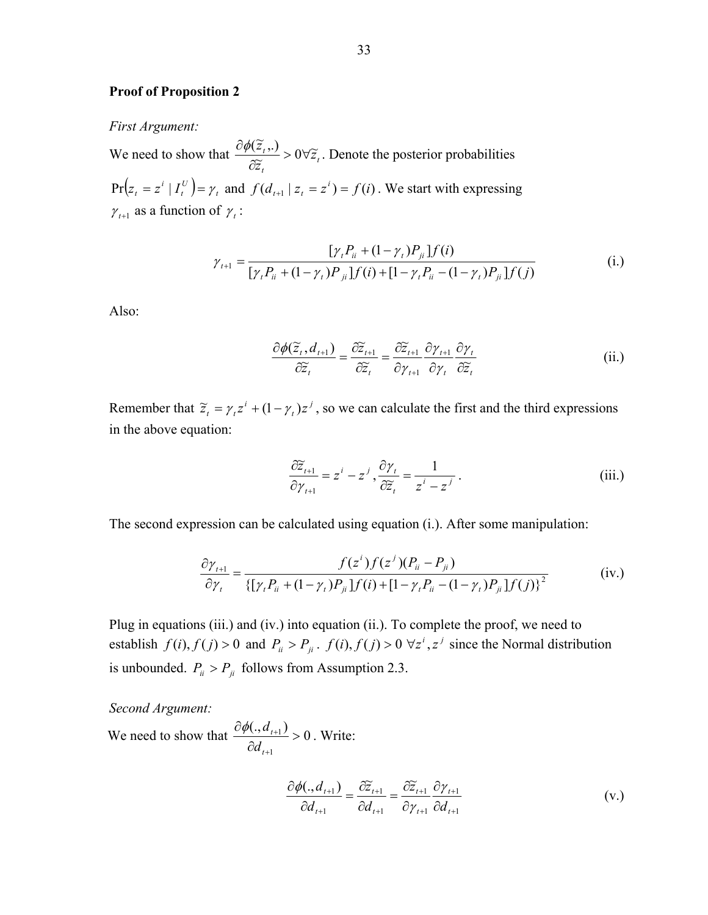**Proof of Proposition 2**

*First Argument:*

We need to show that $\frac{\partial \phi(\tilde{z}_t,.)}{\partial \tilde{z}_t} > 0 \forall \tilde{z}_t$. Denote the posterior probabilities $\Pr\left(z_t = z^i \mid I_t^U\right) = \gamma_t$ and $f(d_{t+1} \mid z_t = z^i) = f(i)$. We start with expressing $\gamma_{t+1}$ as a function of $\gamma_t$:

$$\gamma_{t+1} = \frac{[\gamma_t P_{ii} + (1-\gamma_t)P_{ji}]f(i)}{[\gamma_t P_{ii} + (1-\gamma_t)P_{ji}]f(i) + [1-\gamma_t P_{ii} - (1-\gamma_t)P_{ji}]f(j)} \tag{i.}$$

Also:

$$\frac{\partial \phi(\tilde{z}_t, d_{t+1})}{\partial \tilde{z}_t} = \frac{\partial \tilde{z}_{t+1}}{\partial \tilde{z}_t} = \frac{\partial \tilde{z}_{t+1}}{\partial \gamma_{t+1}} \frac{\partial \gamma_{t+1}}{\partial \gamma_t} \frac{\partial \gamma_t}{\partial \tilde{z}_t} \tag{ii.}$$

Remember that $\tilde{z}_t = \gamma_t z^i + (1-\gamma_t) z^j$, so we can calculate the first and the third expressions in the above equation:

$$\frac{\partial \tilde{z}_{t+1}}{\partial \gamma_{t+1}} = z^i - z^j, \frac{\partial \gamma_t}{\partial \tilde{z}_t} = \frac{1}{z^i - z^j}. \tag{iii.}$$

The second expression can be calculated using equation (i.). After some manipulation:

$$\frac{\partial \gamma_{t+1}}{\partial \gamma_t} = \frac{f(z^i) f(z^j)(P_{ii} - P_{ji})}{\{[\gamma_t P_{ii} + (1-\gamma_t)P_{ji}]f(i) + [1-\gamma_t P_{ii} - (1-\gamma_t)P_{ji}]f(j)\}^2} \tag{iv.}$$

Plug in equations (iii.) and (iv.) into equation (ii.). To complete the proof, we need to establish $f(i), f(j) > 0$ and $P_{ii} > P_{ji}$. $f(i), f(j) > 0 \ \forall z^i, z^j$ since the Normal distribution is unbounded. $P_{ii} > P_{ji}$ follows from Assumption 2.3.

*Second Argument:*

We need to show that $\frac{\partial \phi(., d_{t+1})}{\partial d_{t+1}} > 0$. Write:

$$\frac{\partial \phi(., d_{t+1})}{\partial d_{t+1}} = \frac{\partial \tilde{z}_{t+1}}{\partial d_{t+1}} = \frac{\partial \tilde{z}_{t+1}}{\partial \gamma_{t+1}} \frac{\partial \gamma_{t+1}}{\partial d_{t+1}} \tag{v.}$$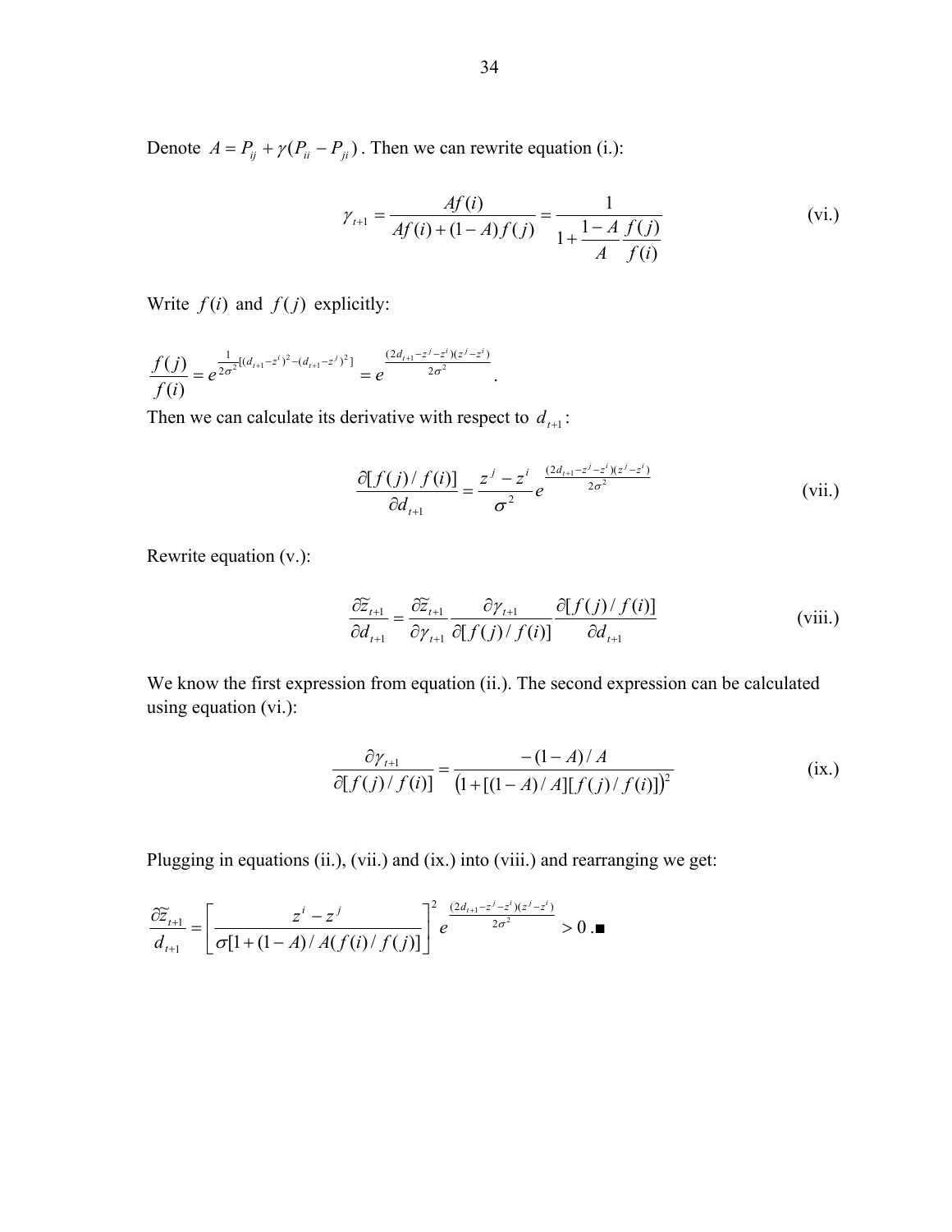Denote $A = P_{ij} + \gamma(P_{ii} - P_{ji})$. Then we can rewrite equation (i.):

$$\gamma_{t+1} = \frac{Af(i)}{Af(i) + (1-A)f(j)} = \frac{1}{1 + \dfrac{1-A}{A}\dfrac{f(j)}{f(i)}} \tag{vi.}$$

Write $f(i)$ and $f(j)$ explicitly:

$$\frac{f(j)}{f(i)} = e^{\frac{1}{2\sigma^2}[(d_{t+1}-z^i)^2-(d_{t+1}-z^j)^2]} = e^{\frac{(2d_{t+1}-z^j-z^i)(z^j-z^i)}{2\sigma^2}}.$$

Then we can calculate its derivative with respect to $d_{t+1}$:

$$\frac{\partial[f(j)/f(i)]}{\partial d_{t+1}} = \frac{z^j - z^i}{\sigma^2} e^{\frac{(2d_{t+1}-z^j-z^i)(z^j-z^i)}{2\sigma^2}} \tag{vii.}$$

Rewrite equation (v.):

$$\frac{\partial \tilde{z}_{t+1}}{\partial d_{t+1}} = \frac{\partial \tilde{z}_{t+1}}{\partial \gamma_{t+1}} \frac{\partial \gamma_{t+1}}{\partial [f(j)/f(i)]} \frac{\partial [f(j)/f(i)]}{\partial d_{t+1}} \tag{viii.}$$

We know the first expression from equation (ii.). The second expression can be calculated using equation (vi.):

$$\frac{\partial \gamma_{t+1}}{\partial [f(j)/f(i)]} = \frac{-(1-A)/A}{\left(1 + [(1-A)/A][f(j)/f(i)]\right)^2} \tag{ix.}$$

Plugging in equations (ii.), (vii.) and (ix.) into (viii.) and rearranging we get:

$$\frac{\partial \tilde{z}_{t+1}}{d_{t+1}} = \left[\frac{z^i - z^j}{\sigma[1 + (1-A)/A(f(i)/f(j))]}\right]^2 e^{\frac{(2d_{t+1}-z^j-z^i)(z^j-z^i)}{2\sigma^2}} > 0 .\blacksquare$$